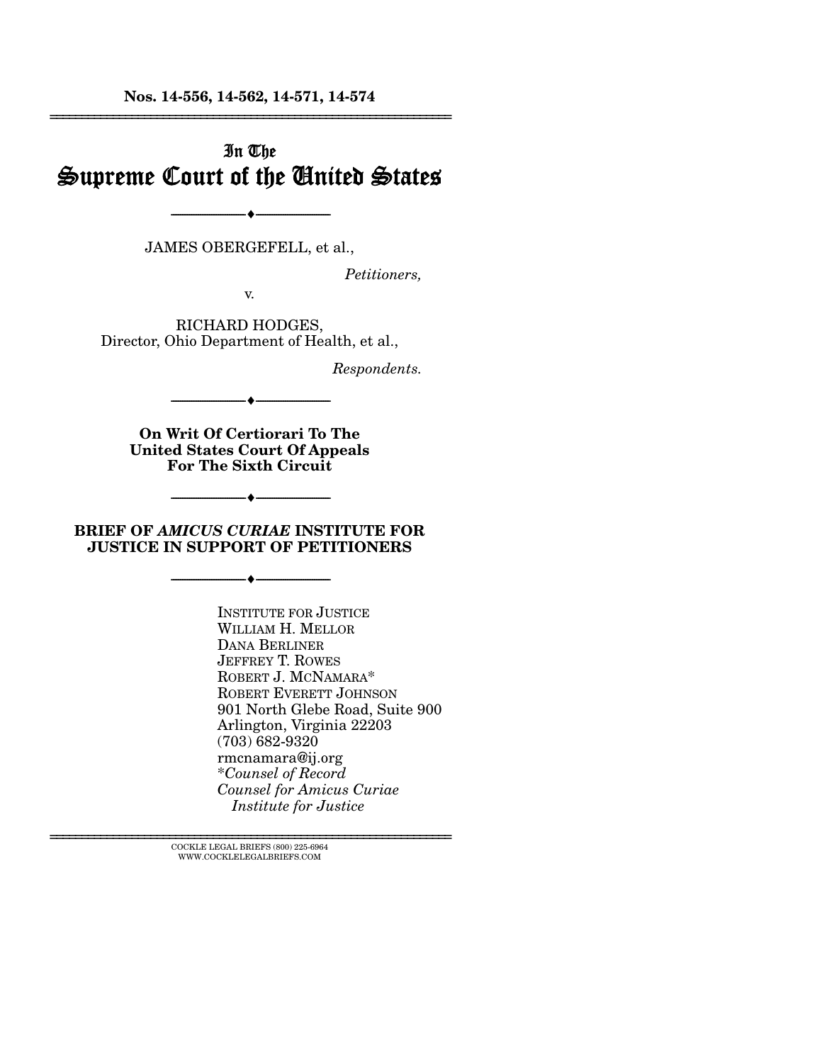**Nos. 14-556, 14-562, 14-571, 14-574**

---

In The

# Supreme Court of the United States

---

JAMES OBERGEFELL, et al.,

*Petitioners,*

v.

RICHARD HODGES,
Director, Ohio Department of Health, et al.,

*Respondents.*

---

**On Writ Of Certiorari To The United States Court Of Appeals For The Sixth Circuit**

---

**BRIEF OF *AMICUS CURIAE* INSTITUTE FOR JUSTICE IN SUPPORT OF PETITIONERS**

---

INSTITUTE FOR JUSTICE
WILLIAM H. MELLOR
DANA BERLINER
JEFFREY T. ROWES
ROBERT J. MCNAMARA*
ROBERT EVERETT JOHNSON
901 North Glebe Road, Suite 900
Arlington, Virginia 22203
(703) 682-9320
rmcnamara@ij.org
**Counsel of Record*
*Counsel for Amicus Curiae Institute for Justice*

---

COCKLE LEGAL BRIEFS (800) 225-6964
WWW.COCKLELEGALBRIEFS.COM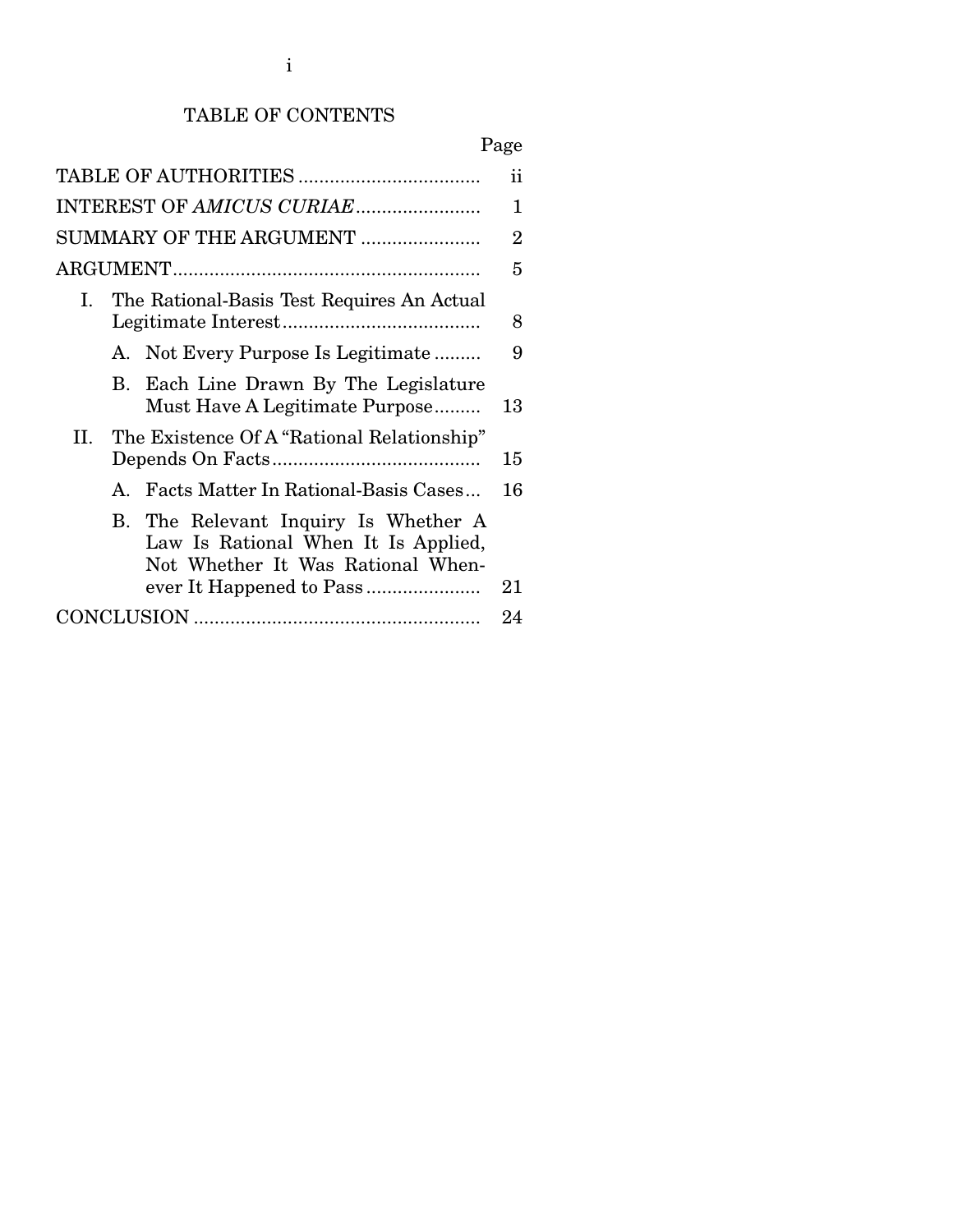# TABLE OF CONTENTS

| | Page |
|---|---|
| TABLE OF AUTHORITIES | ii |
| INTEREST OF *AMICUS CURIAE* | 1 |
| SUMMARY OF THE ARGUMENT | 2 |
| ARGUMENT | 5 |
| I. The Rational-Basis Test Requires An Actual Legitimate Interest | 8 |
| A. Not Every Purpose Is Legitimate | 9 |
| B. Each Line Drawn By The Legislature Must Have A Legitimate Purpose | 13 |
| II. The Existence Of A "Rational Relationship" Depends On Facts | 15 |
| A. Facts Matter In Rational-Basis Cases | 16 |
| B. The Relevant Inquiry Is Whether A Law Is Rational When It Is Applied, Not Whether It Was Rational Whenever It Happened to Pass | 21 |
| CONCLUSION | 24 |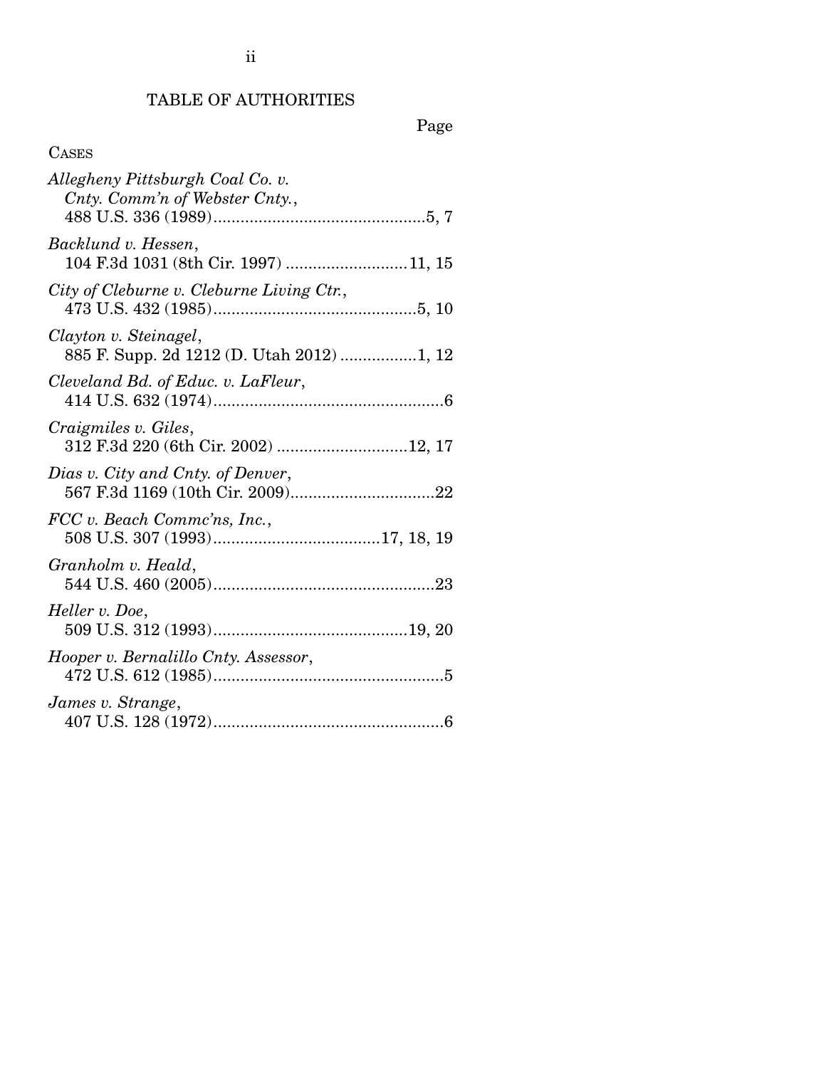# TABLE OF AUTHORITIES

Page

CASES

*Allegheny Pittsburgh Coal Co. v. Cnty. Comm'n of Webster Cnty.*, 488 U.S. 336 (1989)...............................................5, 7

*Backlund v. Hessen*, 104 F.3d 1031 (8th Cir. 1997) ..........................11, 15

*City of Cleburne v. Cleburne Living Ctr.*, 473 U.S. 432 (1985).............................................5, 10

*Clayton v. Steinagel*, 885 F. Supp. 2d 1212 (D. Utah 2012) .................1, 12

*Cleveland Bd. of Educ. v. LaFleur*, 414 U.S. 632 (1974)...................................................6

*Craigmiles v. Giles*, 312 F.3d 220 (6th Cir. 2002) ............................12, 17

*Dias v. City and Cnty. of Denver*, 567 F.3d 1169 (10th Cir. 2009)................................22

*FCC v. Beach Commc'ns, Inc.*, 508 U.S. 307 (1993).....................................17, 18, 19

*Granholm v. Heald*, 544 U.S. 460 (2005).................................................23

*Heller v. Doe*, 509 U.S. 312 (1993)...........................................19, 20

*Hooper v. Bernalillo Cnty. Assessor*, 472 U.S. 612 (1985)...................................................5

*James v. Strange*, 407 U.S. 128 (1972)...................................................6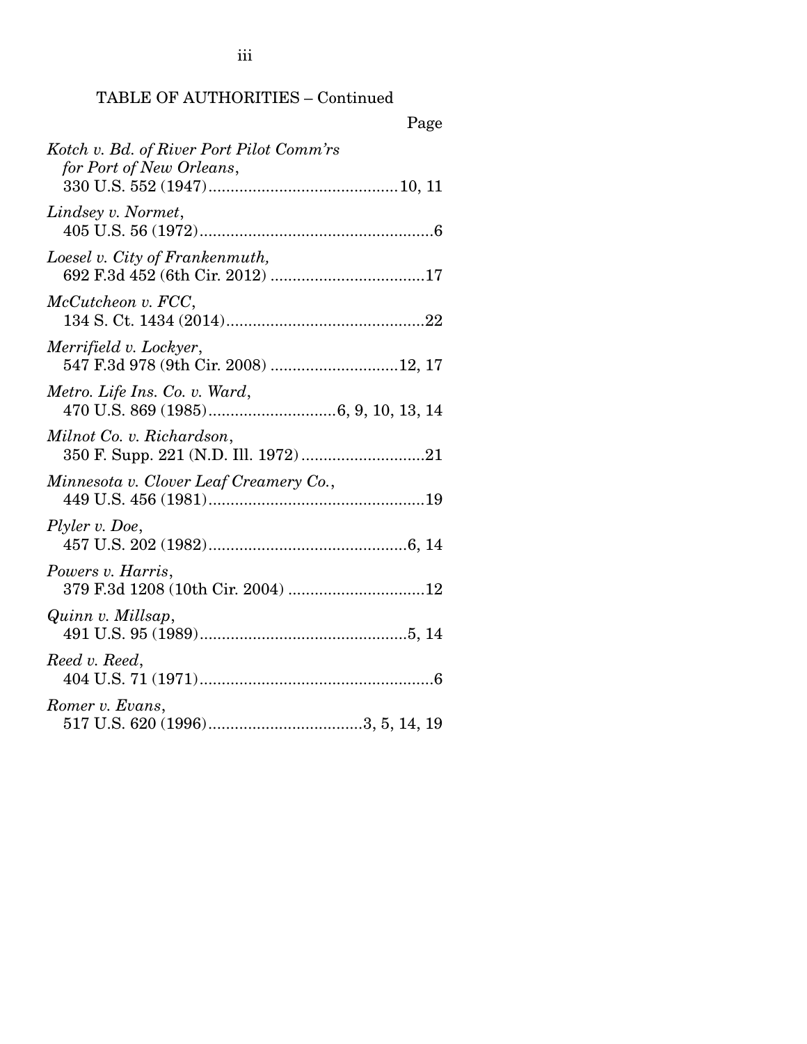TABLE OF AUTHORITIES – Continued

Page

*Kotch v. Bd. of River Port Pilot Comm'rs for Port of New Orleans*, 330 U.S. 552 (1947) .......... 10, 11

*Lindsey v. Normet*, 405 U.S. 56 (1972) .......... 6

*Loesel v. City of Frankenmuth,* 692 F.3d 452 (6th Cir. 2012) .......... 17

*McCutcheon v. FCC*, 134 S. Ct. 1434 (2014) .......... 22

*Merrifield v. Lockyer*, 547 F.3d 978 (9th Cir. 2008) .......... 12, 17

*Metro. Life Ins. Co. v. Ward*, 470 U.S. 869 (1985) .......... 6, 9, 10, 13, 14

*Milnot Co. v. Richardson*, 350 F. Supp. 221 (N.D. Ill. 1972) .......... 21

*Minnesota v. Clover Leaf Creamery Co.*, 449 U.S. 456 (1981) .......... 19

*Plyler v. Doe*, 457 U.S. 202 (1982) .......... 6, 14

*Powers v. Harris*, 379 F.3d 1208 (10th Cir. 2004) .......... 12

*Quinn v. Millsap*, 491 U.S. 95 (1989) .......... 5, 14

*Reed v. Reed*, 404 U.S. 71 (1971) .......... 6

*Romer v. Evans*, 517 U.S. 620 (1996) .......... 3, 5, 14, 19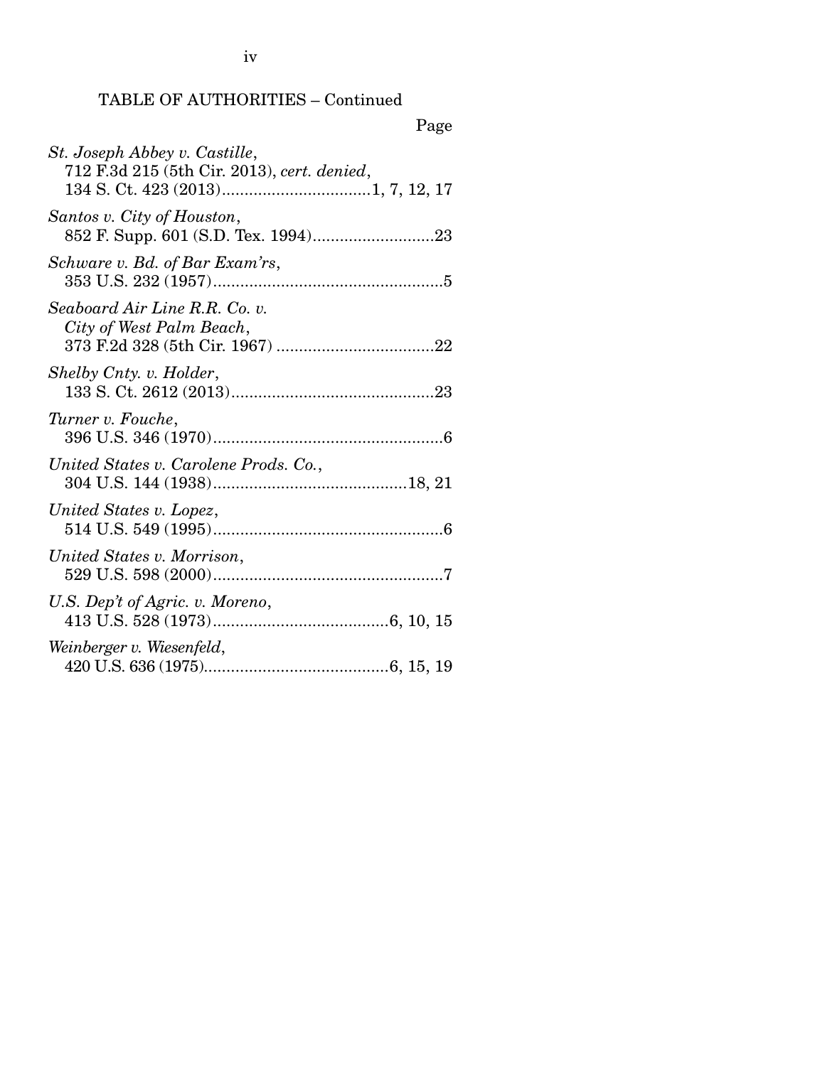TABLE OF AUTHORITIES – Continued

Page

*St. Joseph Abbey v. Castille*,
712 F.3d 215 (5th Cir. 2013), *cert. denied*,
134 S. Ct. 423 (2013).................................1, 7, 12, 17

*Santos v. City of Houston*,
852 F. Supp. 601 (S.D. Tex. 1994)...........................23

*Schware v. Bd. of Bar Exam'rs*,
353 U.S. 232 (1957)...................................................5

*Seaboard Air Line R.R. Co. v. City of West Palm Beach*,
373 F.2d 328 (5th Cir. 1967) ...................................22

*Shelby Cnty. v. Holder*,
133 S. Ct. 2612 (2013).............................................23

*Turner v. Fouche*,
396 U.S. 346 (1970)...................................................6

*United States v. Carolene Prods. Co.*,
304 U.S. 144 (1938)...........................................18, 21

*United States v. Lopez*,
514 U.S. 549 (1995)...................................................6

*United States v. Morrison*,
529 U.S. 598 (2000)...................................................7

*U.S. Dep't of Agric. v. Moreno*,
413 U.S. 528 (1973).......................................6, 10, 15

*Weinberger v. Wiesenfeld*,
420 U.S. 636 (1975).........................................6, 15, 19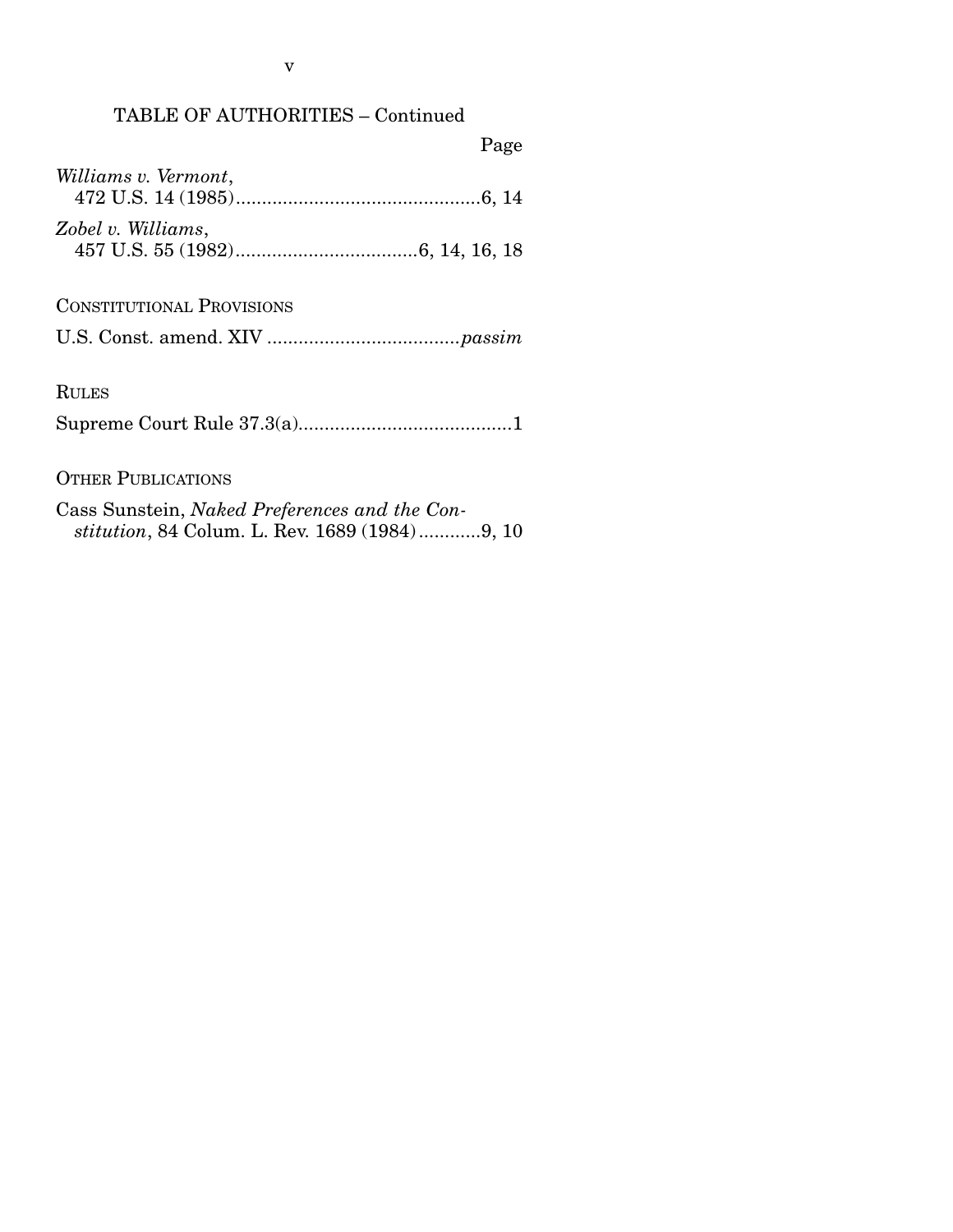## TABLE OF AUTHORITIES – Continued

Page

*Williams v. Vermont*, 472 U.S. 14 (1985)...............................................6, 14

*Zobel v. Williams*, 457 U.S. 55 (1982)...................................6, 14, 16, 18

CONSTITUTIONAL PROVISIONS

U.S. Const. amend. XIV .....................................*passim*

RULES

Supreme Court Rule 37.3(a).........................................1

OTHER PUBLICATIONS

Cass Sunstein, *Naked Preferences and the Constitution*, 84 Colum. L. Rev. 1689 (1984)............9, 10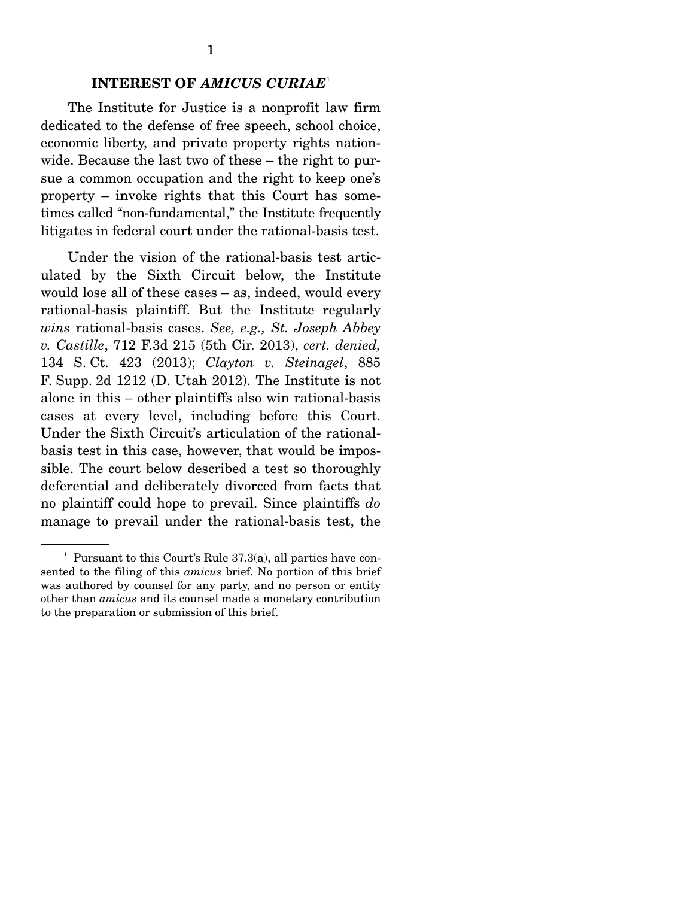## INTEREST OF *AMICUS CURIAE*[1]

The Institute for Justice is a nonprofit law firm dedicated to the defense of free speech, school choice, economic liberty, and private property rights nationwide. Because the last two of these – the right to pursue a common occupation and the right to keep one's property – invoke rights that this Court has sometimes called "non-fundamental," the Institute frequently litigates in federal court under the rational-basis test.

Under the vision of the rational-basis test articulated by the Sixth Circuit below, the Institute would lose all of these cases – as, indeed, would every rational-basis plaintiff. But the Institute regularly *wins* rational-basis cases. *See, e.g., St. Joseph Abbey v. Castille*, 712 F.3d 215 (5th Cir. 2013), *cert. denied,* 134 S. Ct. 423 (2013); *Clayton v. Steinagel*, 885 F. Supp. 2d 1212 (D. Utah 2012). The Institute is not alone in this – other plaintiffs also win rational-basis cases at every level, including before this Court. Under the Sixth Circuit's articulation of the rational-basis test in this case, however, that would be impossible. The court below described a test so thoroughly deferential and deliberately divorced from facts that no plaintiff could hope to prevail. Since plaintiffs *do* manage to prevail under the rational-basis test, the

---

[1] Pursuant to this Court's Rule 37.3(a), all parties have consented to the filing of this *amicus* brief. No portion of this brief was authored by counsel for any party, and no person or entity other than *amicus* and its counsel made a monetary contribution to the preparation or submission of this brief.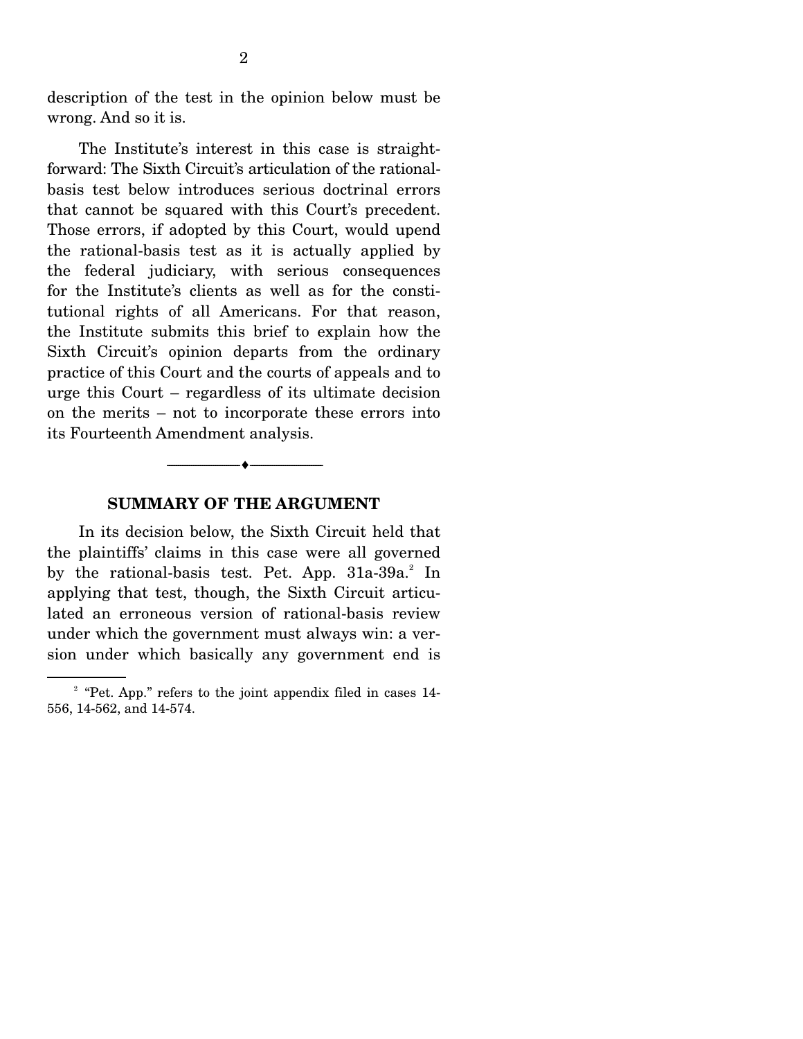description of the test in the opinion below must be wrong. And so it is.

The Institute's interest in this case is straightforward: The Sixth Circuit's articulation of the rational-basis test below introduces serious doctrinal errors that cannot be squared with this Court's precedent. Those errors, if adopted by this Court, would upend the rational-basis test as it is actually applied by the federal judiciary, with serious consequences for the Institute's clients as well as for the constitutional rights of all Americans. For that reason, the Institute submits this brief to explain how the Sixth Circuit's opinion departs from the ordinary practice of this Court and the courts of appeals and to urge this Court – regardless of its ultimate decision on the merits – not to incorporate these errors into its Fourteenth Amendment analysis.

---

## SUMMARY OF THE ARGUMENT

In its decision below, the Sixth Circuit held that the plaintiffs' claims in this case were all governed by the rational-basis test. Pet. App. 31a-39a.[2] In applying that test, though, the Sixth Circuit articulated an erroneous version of rational-basis review under which the government must always win: a version under which basically any government end is

---

[2] "Pet. App." refers to the joint appendix filed in cases 14-556, 14-562, and 14-574.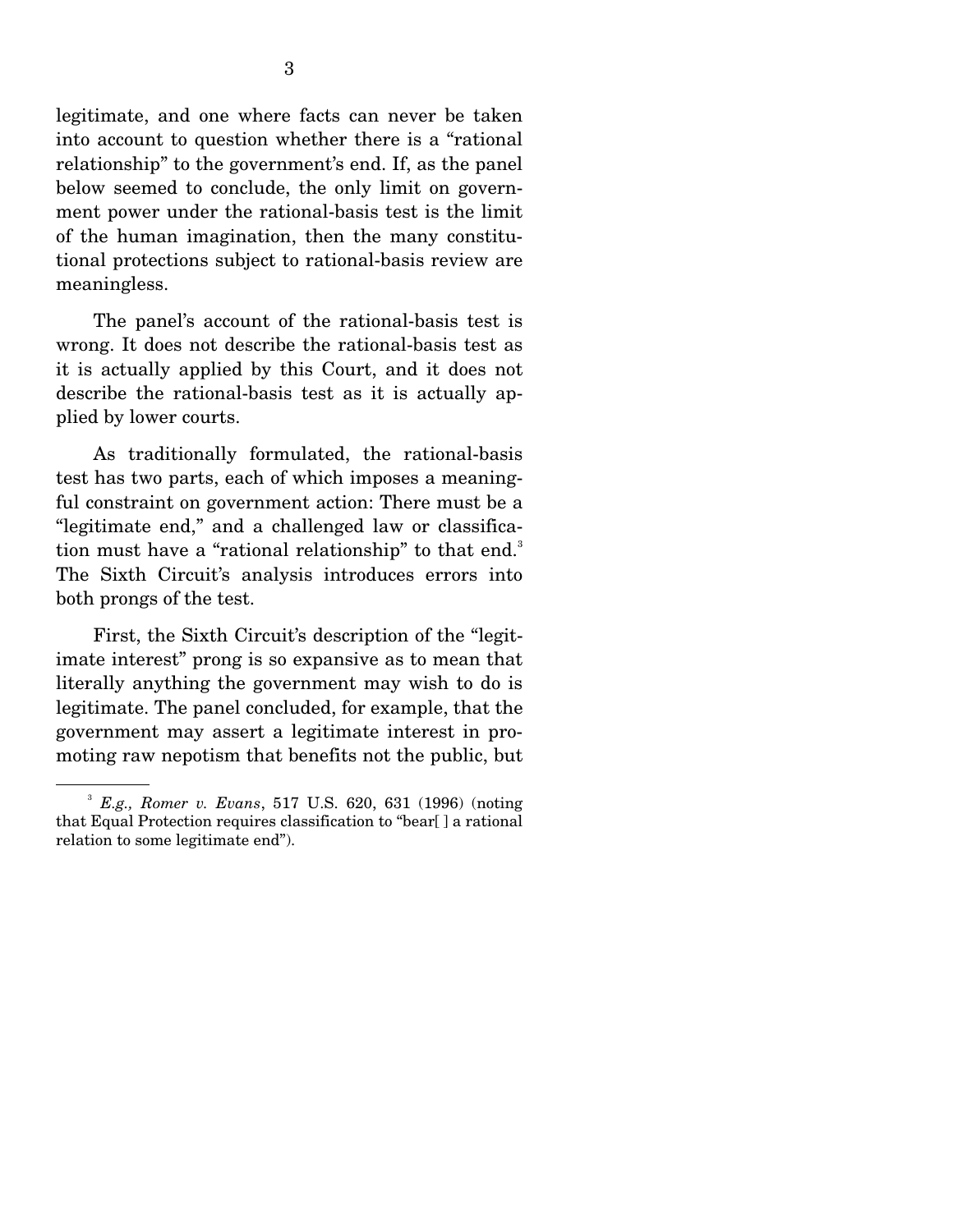legitimate, and one where facts can never be taken into account to question whether there is a "rational relationship" to the government's end. If, as the panel below seemed to conclude, the only limit on government power under the rational-basis test is the limit of the human imagination, then the many constitutional protections subject to rational-basis review are meaningless.

The panel's account of the rational-basis test is wrong. It does not describe the rational-basis test as it is actually applied by this Court, and it does not describe the rational-basis test as it is actually applied by lower courts.

As traditionally formulated, the rational-basis test has two parts, each of which imposes a meaningful constraint on government action: There must be a "legitimate end," and a challenged law or classification must have a "rational relationship" to that end.[3] The Sixth Circuit's analysis introduces errors into both prongs of the test.

First, the Sixth Circuit's description of the "legitimate interest" prong is so expansive as to mean that literally anything the government may wish to do is legitimate. The panel concluded, for example, that the government may assert a legitimate interest in promoting raw nepotism that benefits not the public, but

---

[3] *E.g., Romer v. Evans*, 517 U.S. 620, 631 (1996) (noting that Equal Protection requires classification to "bear[ ] a rational relation to some legitimate end").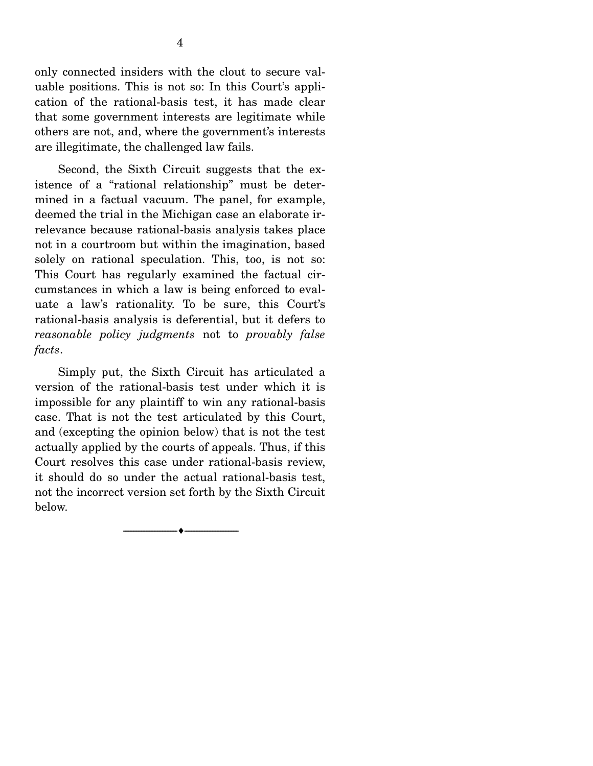only connected insiders with the clout to secure valuable positions. This is not so: In this Court's application of the rational-basis test, it has made clear that some government interests are legitimate while others are not, and, where the government's interests are illegitimate, the challenged law fails.

Second, the Sixth Circuit suggests that the existence of a "rational relationship" must be determined in a factual vacuum. The panel, for example, deemed the trial in the Michigan case an elaborate irrelevance because rational-basis analysis takes place not in a courtroom but within the imagination, based solely on rational speculation. This, too, is not so: This Court has regularly examined the factual circumstances in which a law is being enforced to evaluate a law's rationality. To be sure, this Court's rational-basis analysis is deferential, but it defers to *reasonable policy judgments* not to *provably false facts*.

Simply put, the Sixth Circuit has articulated a version of the rational-basis test under which it is impossible for any plaintiff to win any rational-basis case. That is not the test articulated by this Court, and (excepting the opinion below) that is not the test actually applied by the courts of appeals. Thus, if this Court resolves this case under rational-basis review, it should do so under the actual rational-basis test, not the incorrect version set forth by the Sixth Circuit below.

---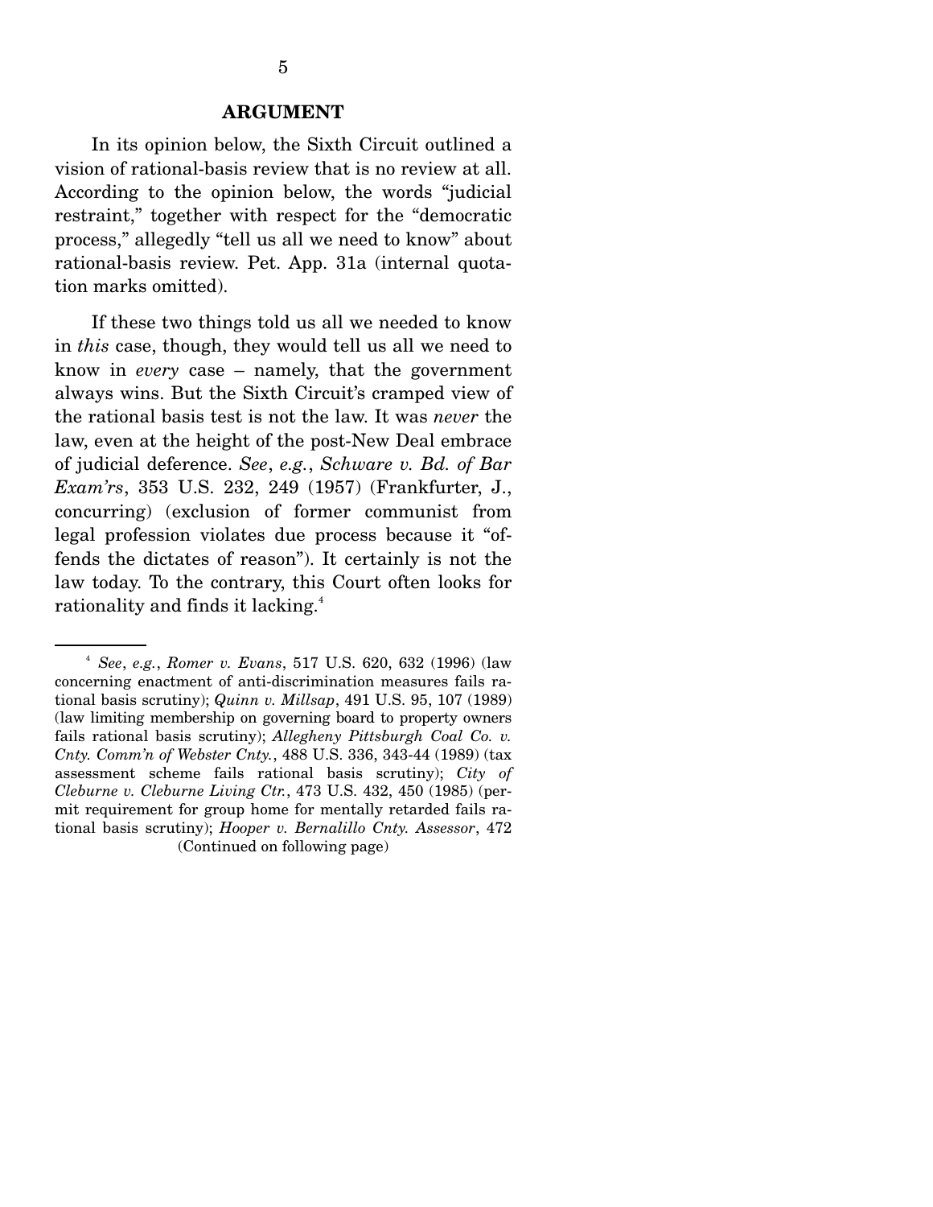## ARGUMENT

In its opinion below, the Sixth Circuit outlined a vision of rational-basis review that is no review at all. According to the opinion below, the words "judicial restraint," together with respect for the "democratic process," allegedly "tell us all we need to know" about rational-basis review. Pet. App. 31a (internal quotation marks omitted).

If these two things told us all we needed to know in *this* case, though, they would tell us all we need to know in *every* case – namely, that the government always wins. But the Sixth Circuit's cramped view of the rational basis test is not the law. It was *never* the law, even at the height of the post-New Deal embrace of judicial deference. *See*, *e.g.*, *Schware v. Bd. of Bar Exam'rs*, 353 U.S. 232, 249 (1957) (Frankfurter, J., concurring) (exclusion of former communist from legal profession violates due process because it "offends the dictates of reason"). It certainly is not the law today. To the contrary, this Court often looks for rationality and finds it lacking.[4]

---

[4] *See*, *e.g.*, *Romer v. Evans*, 517 U.S. 620, 632 (1996) (law concerning enactment of anti-discrimination measures fails rational basis scrutiny); *Quinn v. Millsap*, 491 U.S. 95, 107 (1989) (law limiting membership on governing board to property owners fails rational basis scrutiny); *Allegheny Pittsburgh Coal Co. v. Cnty. Comm'n of Webster Cnty.*, 488 U.S. 336, 343-44 (1989) (tax assessment scheme fails rational basis scrutiny); *City of Cleburne v. Cleburne Living Ctr.*, 473 U.S. 432, 450 (1985) (permit requirement for group home for mentally retarded fails rational basis scrutiny); *Hooper v. Bernalillo Cnty. Assessor*, 472

(Continued on following page)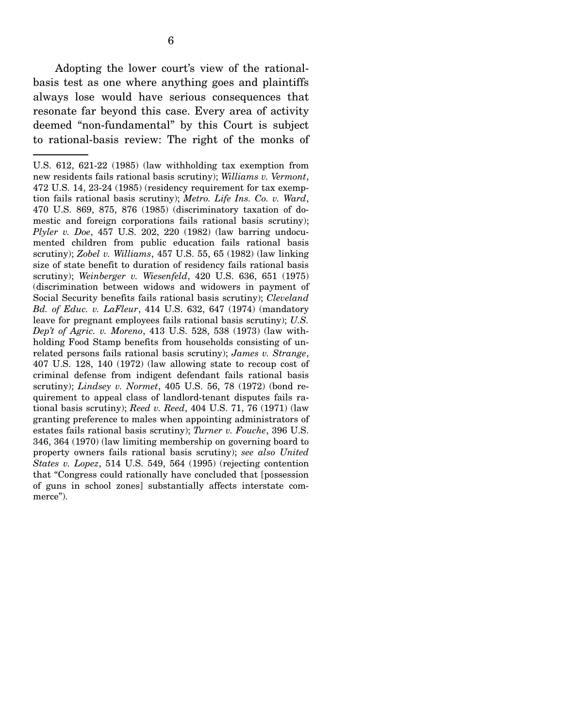Adopting the lower court's view of the rational-basis test as one where anything goes and plaintiffs always lose would have serious consequences that resonate far beyond this case. Every area of activity deemed "non-fundamental" by this Court is subject to rational-basis review: The right of the monks of

---

U.S. 612, 621-22 (1985) (law withholding tax exemption from new residents fails rational basis scrutiny); *Williams v. Vermont*, 472 U.S. 14, 23-24 (1985) (residency requirement for tax exemption fails rational basis scrutiny); *Metro. Life Ins. Co. v. Ward*, 470 U.S. 869, 875, 876 (1985) (discriminatory taxation of domestic and foreign corporations fails rational basis scrutiny); *Plyler v. Doe*, 457 U.S. 202, 220 (1982) (law barring undocumented children from public education fails rational basis scrutiny); *Zobel v. Williams*, 457 U.S. 55, 65 (1982) (law linking size of state benefit to duration of residency fails rational basis scrutiny); *Weinberger v. Wiesenfeld*, 420 U.S. 636, 651 (1975) (discrimination between widows and widowers in payment of Social Security benefits fails rational basis scrutiny); *Cleveland Bd. of Educ. v. LaFleur*, 414 U.S. 632, 647 (1974) (mandatory leave for pregnant employees fails rational basis scrutiny); *U.S. Dep't of Agric. v. Moreno*, 413 U.S. 528, 538 (1973) (law withholding Food Stamp benefits from households consisting of unrelated persons fails rational basis scrutiny); *James v. Strange*, 407 U.S. 128, 140 (1972) (law allowing state to recoup cost of criminal defense from indigent defendant fails rational basis scrutiny); *Lindsey v. Normet*, 405 U.S. 56, 78 (1972) (bond requirement to appeal class of landlord-tenant disputes fails rational basis scrutiny); *Reed v. Reed*, 404 U.S. 71, 76 (1971) (law granting preference to males when appointing administrators of estates fails rational basis scrutiny); *Turner v. Fouche*, 396 U.S. 346, 364 (1970) (law limiting membership on governing board to property owners fails rational basis scrutiny); *see also United States v. Lopez*, 514 U.S. 549, 564 (1995) (rejecting contention that "Congress could rationally have concluded that [possession of guns in school zones] substantially affects interstate commerce").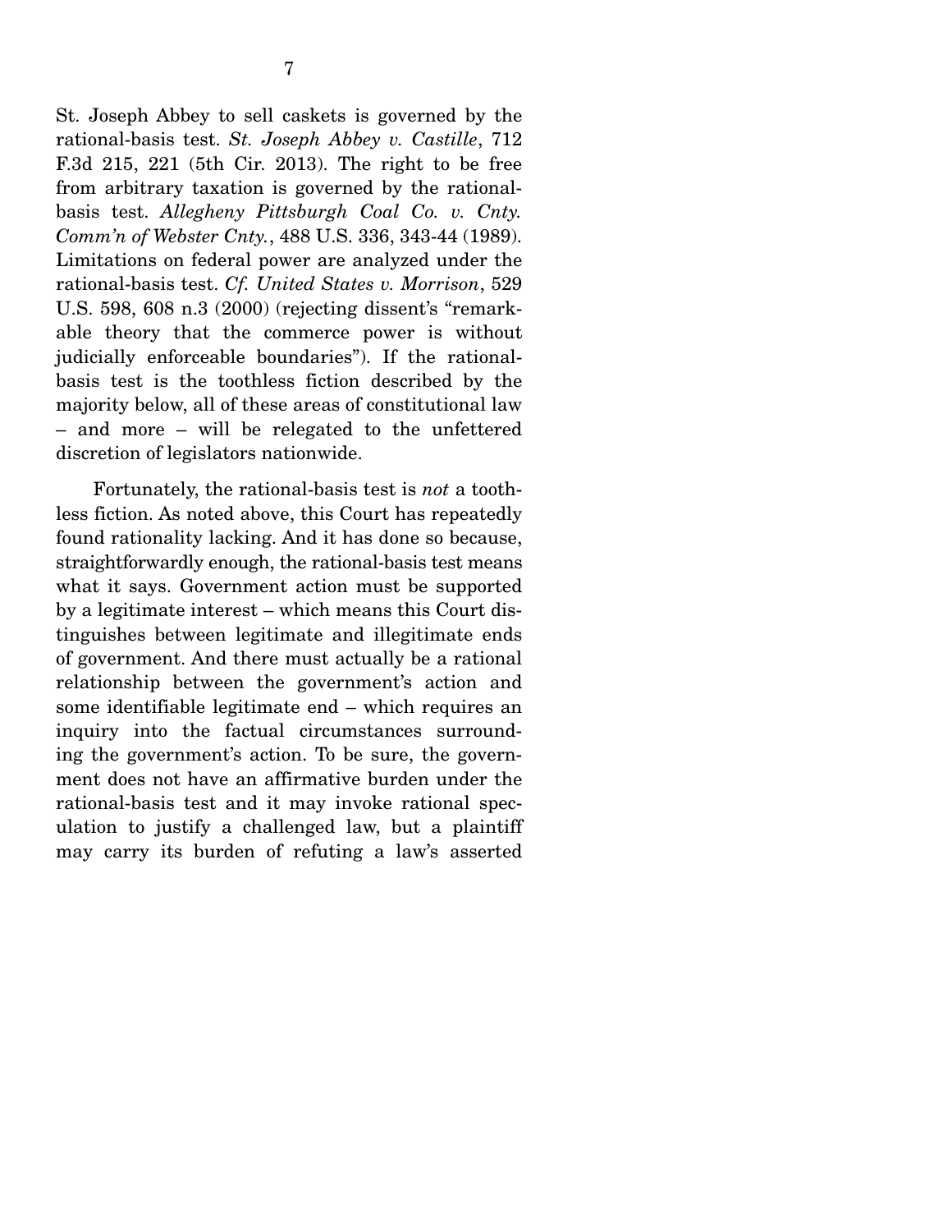St. Joseph Abbey to sell caskets is governed by the rational-basis test. *St. Joseph Abbey v. Castille*, 712 F.3d 215, 221 (5th Cir. 2013). The right to be free from arbitrary taxation is governed by the rational-basis test. *Allegheny Pittsburgh Coal Co. v. Cnty. Comm'n of Webster Cnty.*, 488 U.S. 336, 343-44 (1989). Limitations on federal power are analyzed under the rational-basis test. *Cf. United States v. Morrison*, 529 U.S. 598, 608 n.3 (2000) (rejecting dissent's "remarkable theory that the commerce power is without judicially enforceable boundaries"). If the rational-basis test is the toothless fiction described by the majority below, all of these areas of constitutional law – and more – will be relegated to the unfettered discretion of legislators nationwide.

Fortunately, the rational-basis test is *not* a toothless fiction. As noted above, this Court has repeatedly found rationality lacking. And it has done so because, straightforwardly enough, the rational-basis test means what it says. Government action must be supported by a legitimate interest – which means this Court distinguishes between legitimate and illegitimate ends of government. And there must actually be a rational relationship between the government's action and some identifiable legitimate end – which requires an inquiry into the factual circumstances surrounding the government's action. To be sure, the government does not have an affirmative burden under the rational-basis test and it may invoke rational speculation to justify a challenged law, but a plaintiff may carry its burden of refuting a law's asserted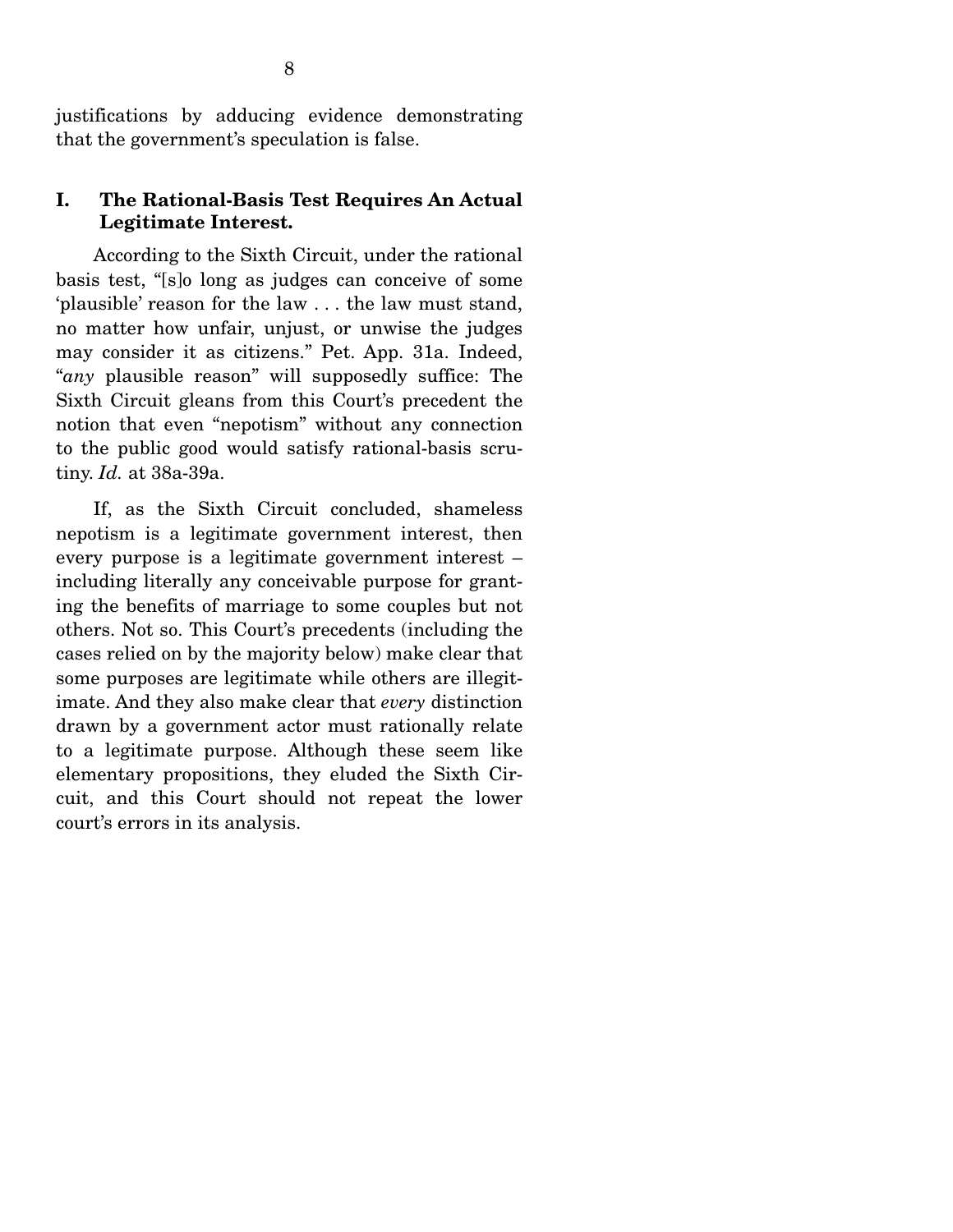justifications by adducing evidence demonstrating that the government's speculation is false.

## I. The Rational-Basis Test Requires An Actual Legitimate Interest.

According to the Sixth Circuit, under the rational basis test, "[s]o long as judges can conceive of some 'plausible' reason for the law . . . the law must stand, no matter how unfair, unjust, or unwise the judges may consider it as citizens." Pet. App. 31a. Indeed, "*any* plausible reason" will supposedly suffice: The Sixth Circuit gleans from this Court's precedent the notion that even "nepotism" without any connection to the public good would satisfy rational-basis scrutiny. *Id.* at 38a-39a.

If, as the Sixth Circuit concluded, shameless nepotism is a legitimate government interest, then every purpose is a legitimate government interest – including literally any conceivable purpose for granting the benefits of marriage to some couples but not others. Not so. This Court's precedents (including the cases relied on by the majority below) make clear that some purposes are legitimate while others are illegitimate. And they also make clear that *every* distinction drawn by a government actor must rationally relate to a legitimate purpose. Although these seem like elementary propositions, they eluded the Sixth Circuit, and this Court should not repeat the lower court's errors in its analysis.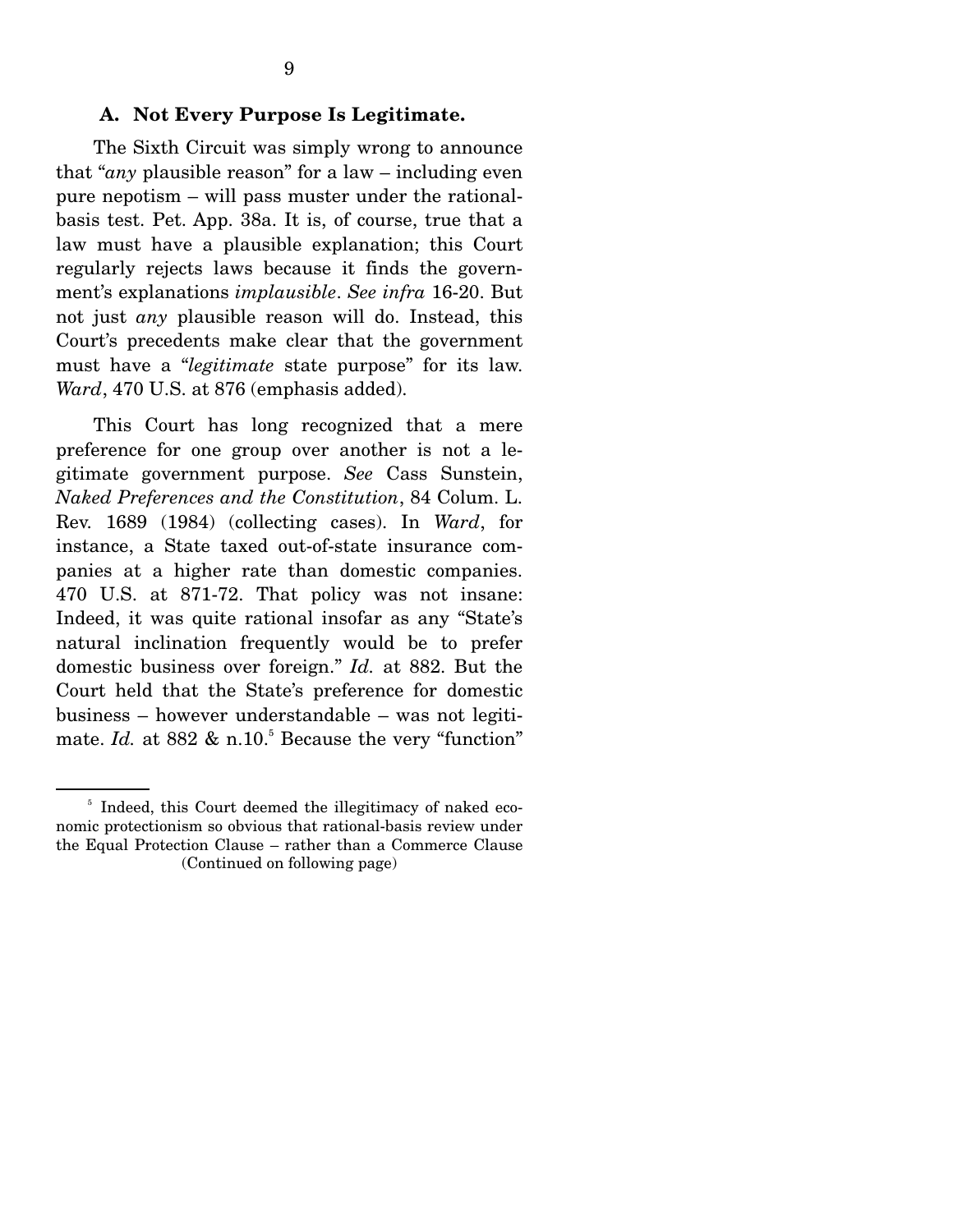### A. Not Every Purpose Is Legitimate.

The Sixth Circuit was simply wrong to announce that "*any* plausible reason" for a law – including even pure nepotism – will pass muster under the rational-basis test. Pet. App. 38a. It is, of course, true that a law must have a plausible explanation; this Court regularly rejects laws because it finds the government's explanations *implausible*. *See infra* 16-20. But not just *any* plausible reason will do. Instead, this Court's precedents make clear that the government must have a "*legitimate* state purpose" for its law. *Ward*, 470 U.S. at 876 (emphasis added).

This Court has long recognized that a mere preference for one group over another is not a legitimate government purpose. *See* Cass Sunstein, *Naked Preferences and the Constitution*, 84 Colum. L. Rev. 1689 (1984) (collecting cases). In *Ward*, for instance, a State taxed out-of-state insurance companies at a higher rate than domestic companies. 470 U.S. at 871-72. That policy was not insane: Indeed, it was quite rational insofar as any "State's natural inclination frequently would be to prefer domestic business over foreign." *Id.* at 882. But the Court held that the State's preference for domestic business – however understandable – was not legitimate. *Id.* at 882 & n.10.[5] Because the very "function"

[5] Indeed, this Court deemed the illegitimacy of naked economic protectionism so obvious that rational-basis review under the Equal Protection Clause – rather than a Commerce Clause (Continued on following page)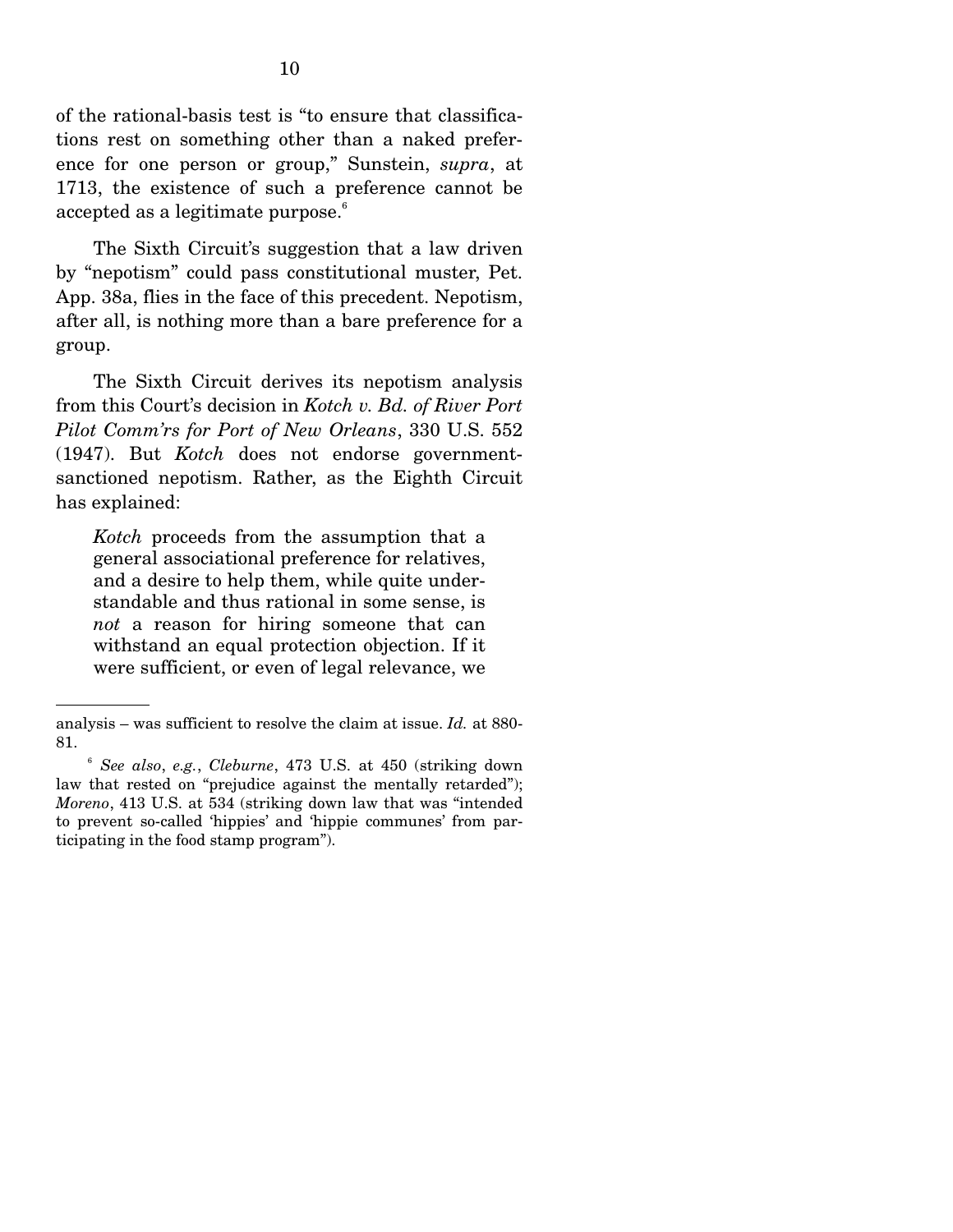of the rational-basis test is "to ensure that classifications rest on something other than a naked preference for one person or group," Sunstein, *supra*, at 1713, the existence of such a preference cannot be accepted as a legitimate purpose.[6]

The Sixth Circuit's suggestion that a law driven by "nepotism" could pass constitutional muster, Pet. App. 38a, flies in the face of this precedent. Nepotism, after all, is nothing more than a bare preference for a group.

The Sixth Circuit derives its nepotism analysis from this Court's decision in *Kotch v. Bd. of River Port Pilot Comm'rs for Port of New Orleans*, 330 U.S. 552 (1947). But *Kotch* does not endorse government-sanctioned nepotism. Rather, as the Eighth Circuit has explained:

> *Kotch* proceeds from the assumption that a general associational preference for relatives, and a desire to help them, while quite understandable and thus rational in some sense, is *not* a reason for hiring someone that can withstand an equal protection objection. If it were sufficient, or even of legal relevance, we

---

analysis – was sufficient to resolve the claim at issue. *Id.* at 880-81.

[6] *See also*, *e.g.*, *Cleburne*, 473 U.S. at 450 (striking down law that rested on "prejudice against the mentally retarded"); *Moreno*, 413 U.S. at 534 (striking down law that was "intended to prevent so-called 'hippies' and 'hippie communes' from participating in the food stamp program").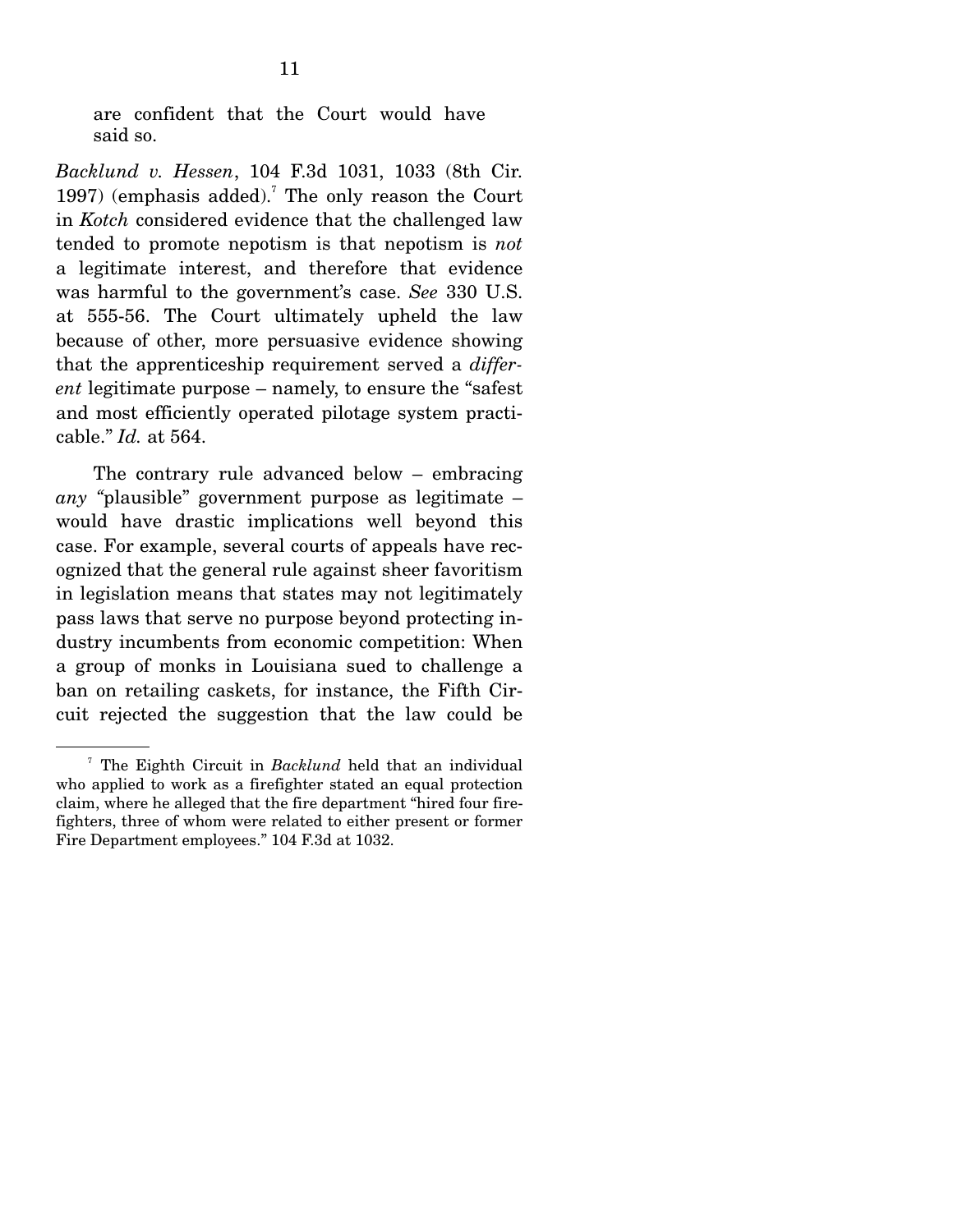are confident that the Court would have said so.

*Backlund v. Hessen*, 104 F.3d 1031, 1033 (8th Cir. 1997) (emphasis added).[7] The only reason the Court in *Kotch* considered evidence that the challenged law tended to promote nepotism is that nepotism is *not* a legitimate interest, and therefore that evidence was harmful to the government's case. *See* 330 U.S. at 555-56. The Court ultimately upheld the law because of other, more persuasive evidence showing that the apprenticeship requirement served a *different* legitimate purpose – namely, to ensure the "safest and most efficiently operated pilotage system practicable." *Id.* at 564.

The contrary rule advanced below – embracing *any* "plausible" government purpose as legitimate – would have drastic implications well beyond this case. For example, several courts of appeals have recognized that the general rule against sheer favoritism in legislation means that states may not legitimately pass laws that serve no purpose beyond protecting industry incumbents from economic competition: When a group of monks in Louisiana sued to challenge a ban on retailing caskets, for instance, the Fifth Circuit rejected the suggestion that the law could be

[7] The Eighth Circuit in *Backlund* held that an individual who applied to work as a firefighter stated an equal protection claim, where he alleged that the fire department "hired four firefighters, three of whom were related to either present or former Fire Department employees." 104 F.3d at 1032.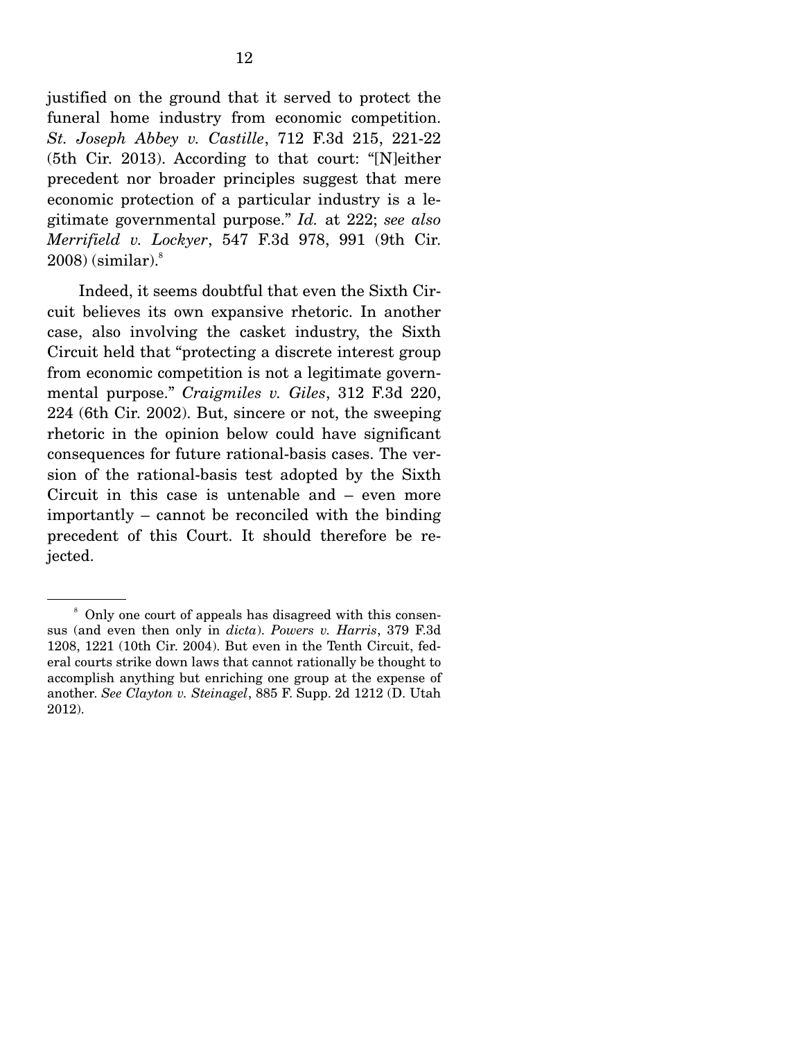justified on the ground that it served to protect the funeral home industry from economic competition. *St. Joseph Abbey v. Castille*, 712 F.3d 215, 221-22 (5th Cir. 2013). According to that court: "[N]either precedent nor broader principles suggest that mere economic protection of a particular industry is a legitimate governmental purpose." *Id.* at 222; *see also Merrifield v. Lockyer*, 547 F.3d 978, 991 (9th Cir. 2008) (similar).[8]

Indeed, it seems doubtful that even the Sixth Circuit believes its own expansive rhetoric. In another case, also involving the casket industry, the Sixth Circuit held that "protecting a discrete interest group from economic competition is not a legitimate governmental purpose." *Craigmiles v. Giles*, 312 F.3d 220, 224 (6th Cir. 2002). But, sincere or not, the sweeping rhetoric in the opinion below could have significant consequences for future rational-basis cases. The version of the rational-basis test adopted by the Sixth Circuit in this case is untenable and – even more importantly – cannot be reconciled with the binding precedent of this Court. It should therefore be rejected.

---

[8] Only one court of appeals has disagreed with this consensus (and even then only in *dicta*). *Powers v. Harris*, 379 F.3d 1208, 1221 (10th Cir. 2004). But even in the Tenth Circuit, federal courts strike down laws that cannot rationally be thought to accomplish anything but enriching one group at the expense of another. *See Clayton v. Steinagel*, 885 F. Supp. 2d 1212 (D. Utah 2012).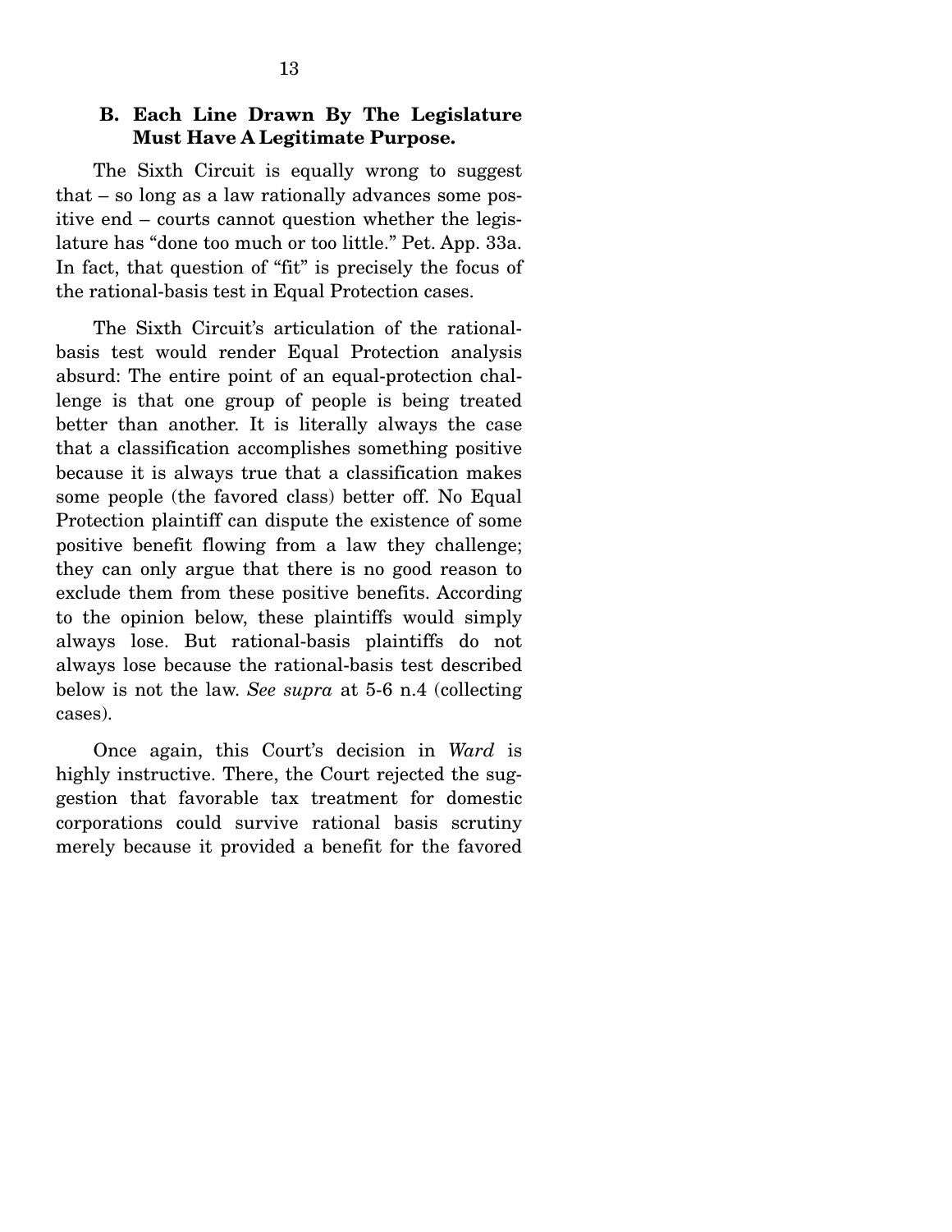### B. Each Line Drawn By The Legislature Must Have A Legitimate Purpose.

The Sixth Circuit is equally wrong to suggest that – so long as a law rationally advances some positive end – courts cannot question whether the legislature has "done too much or too little." Pet. App. 33a. In fact, that question of "fit" is precisely the focus of the rational-basis test in Equal Protection cases.

The Sixth Circuit's articulation of the rational-basis test would render Equal Protection analysis absurd: The entire point of an equal-protection challenge is that one group of people is being treated better than another. It is literally always the case that a classification accomplishes something positive because it is always true that a classification makes some people (the favored class) better off. No Equal Protection plaintiff can dispute the existence of some positive benefit flowing from a law they challenge; they can only argue that there is no good reason to exclude them from these positive benefits. According to the opinion below, these plaintiffs would simply always lose. But rational-basis plaintiffs do not always lose because the rational-basis test described below is not the law. *See supra* at 5-6 n.4 (collecting cases).

Once again, this Court's decision in *Ward* is highly instructive. There, the Court rejected the suggestion that favorable tax treatment for domestic corporations could survive rational basis scrutiny merely because it provided a benefit for the favored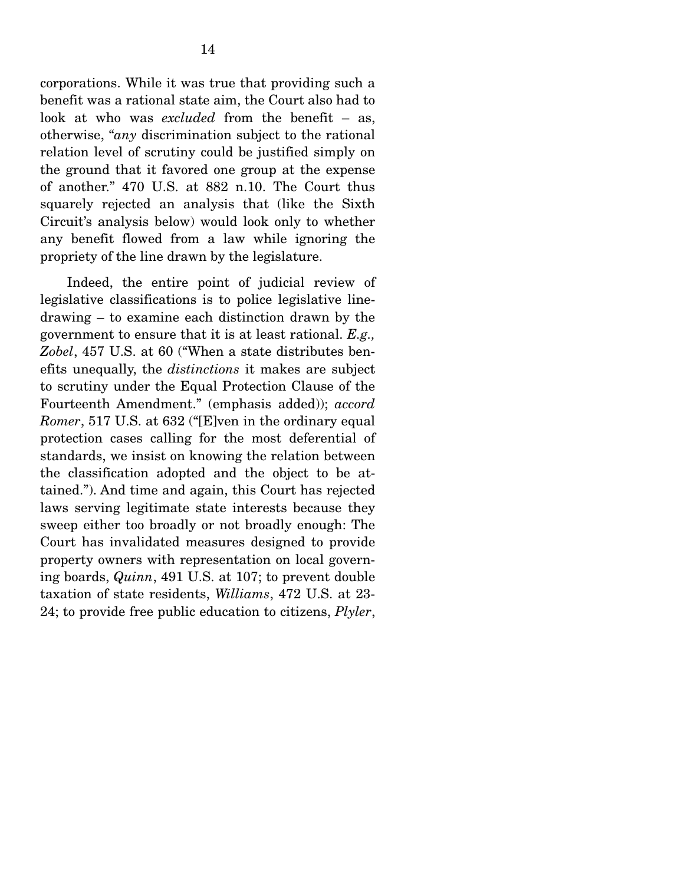corporations. While it was true that providing such a benefit was a rational state aim, the Court also had to look at who was *excluded* from the benefit – as, otherwise, "*any* discrimination subject to the rational relation level of scrutiny could be justified simply on the ground that it favored one group at the expense of another." 470 U.S. at 882 n.10. The Court thus squarely rejected an analysis that (like the Sixth Circuit's analysis below) would look only to whether any benefit flowed from a law while ignoring the propriety of the line drawn by the legislature.

Indeed, the entire point of judicial review of legislative classifications is to police legislative line-drawing – to examine each distinction drawn by the government to ensure that it is at least rational. *E.g., Zobel*, 457 U.S. at 60 ("When a state distributes benefits unequally, the *distinctions* it makes are subject to scrutiny under the Equal Protection Clause of the Fourteenth Amendment." (emphasis added)); *accord Romer*, 517 U.S. at 632 ("[E]ven in the ordinary equal protection cases calling for the most deferential of standards, we insist on knowing the relation between the classification adopted and the object to be attained."). And time and again, this Court has rejected laws serving legitimate state interests because they sweep either too broadly or not broadly enough: The Court has invalidated measures designed to provide property owners with representation on local governing boards, *Quinn*, 491 U.S. at 107; to prevent double taxation of state residents, *Williams*, 472 U.S. at 23-24; to provide free public education to citizens, *Plyler*,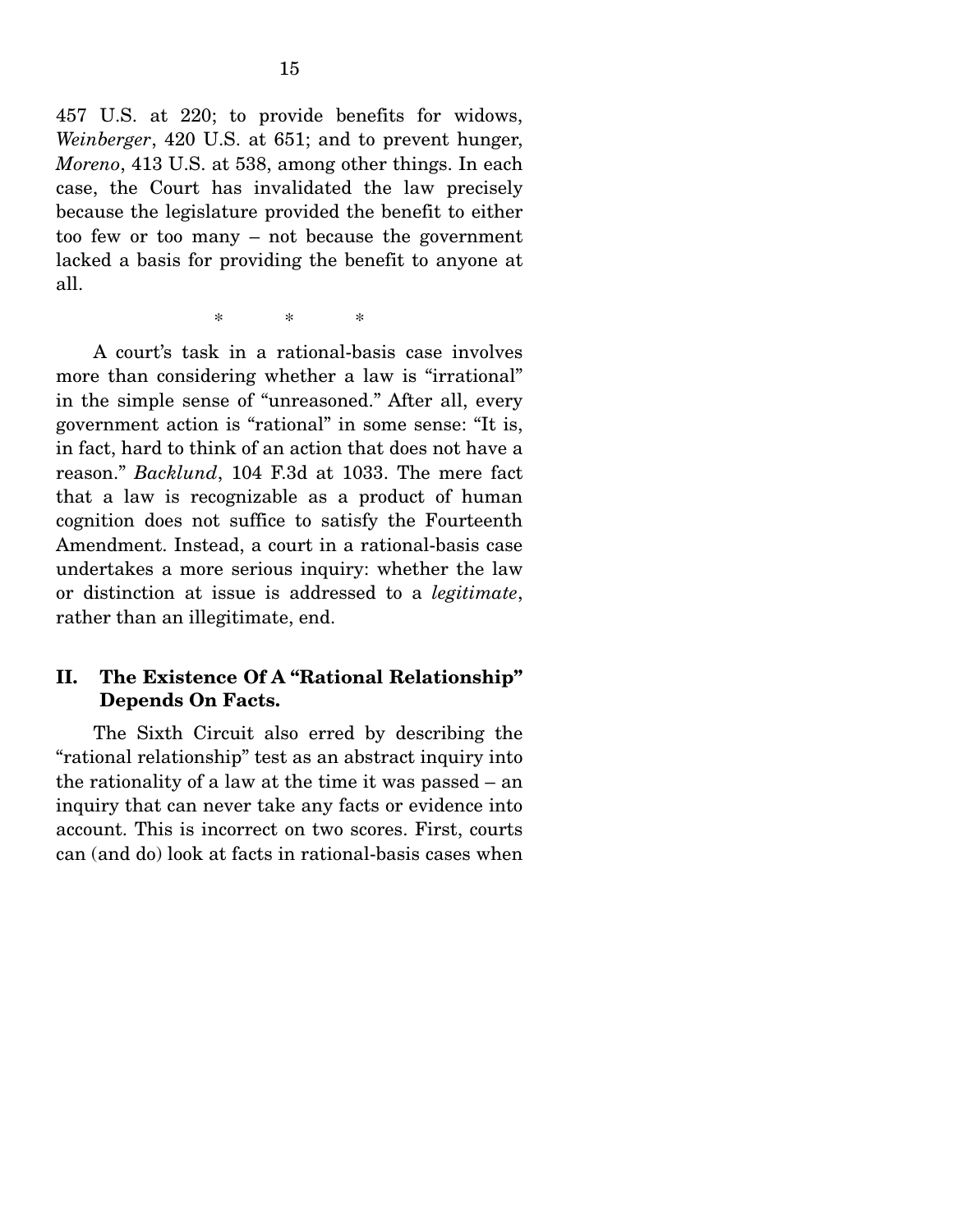457 U.S. at 220; to provide benefits for widows, *Weinberger*, 420 U.S. at 651; and to prevent hunger, *Moreno*, 413 U.S. at 538, among other things. In each case, the Court has invalidated the law precisely because the legislature provided the benefit to either too few or too many – not because the government lacked a basis for providing the benefit to anyone at all.

\* \* \*

A court's task in a rational-basis case involves more than considering whether a law is "irrational" in the simple sense of "unreasoned." After all, every government action is "rational" in some sense: "It is, in fact, hard to think of an action that does not have a reason." *Backlund*, 104 F.3d at 1033. The mere fact that a law is recognizable as a product of human cognition does not suffice to satisfy the Fourteenth Amendment. Instead, a court in a rational-basis case undertakes a more serious inquiry: whether the law or distinction at issue is addressed to a *legitimate*, rather than an illegitimate, end.

## II. The Existence Of A "Rational Relationship" Depends On Facts.

The Sixth Circuit also erred by describing the "rational relationship" test as an abstract inquiry into the rationality of a law at the time it was passed – an inquiry that can never take any facts or evidence into account. This is incorrect on two scores. First, courts can (and do) look at facts in rational-basis cases when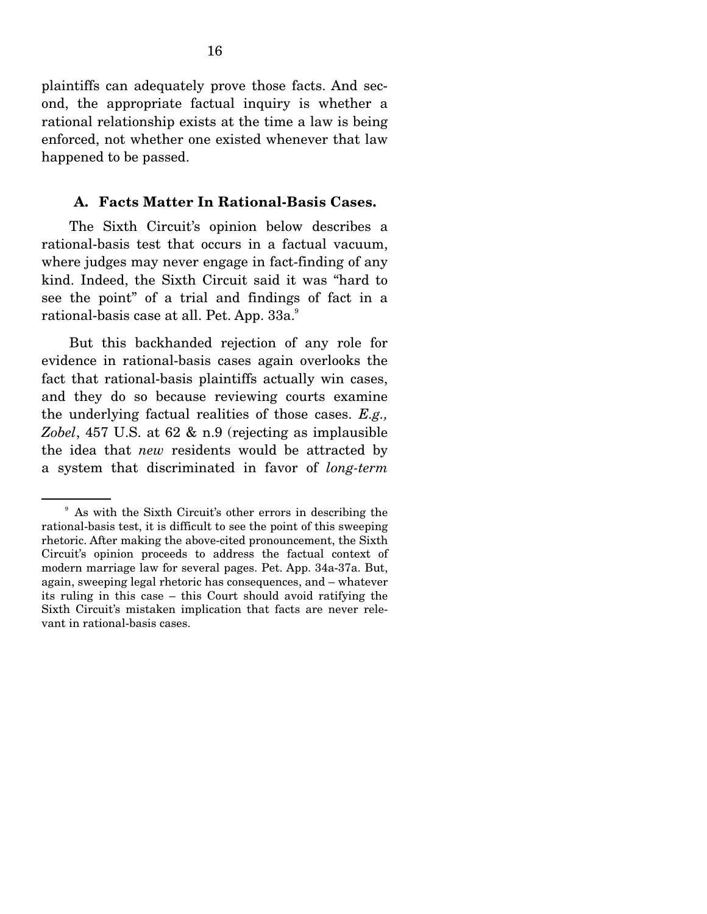plaintiffs can adequately prove those facts. And second, the appropriate factual inquiry is whether a rational relationship exists at the time a law is being enforced, not whether one existed whenever that law happened to be passed.

### A. Facts Matter In Rational-Basis Cases.

The Sixth Circuit's opinion below describes a rational-basis test that occurs in a factual vacuum, where judges may never engage in fact-finding of any kind. Indeed, the Sixth Circuit said it was "hard to see the point" of a trial and findings of fact in a rational-basis case at all. Pet. App. 33a.[9]

But this backhanded rejection of any role for evidence in rational-basis cases again overlooks the fact that rational-basis plaintiffs actually win cases, and they do so because reviewing courts examine the underlying factual realities of those cases. *E.g., Zobel*, 457 U.S. at 62 & n.9 (rejecting as implausible the idea that *new* residents would be attracted by a system that discriminated in favor of *long-term*

---

[9] As with the Sixth Circuit's other errors in describing the rational-basis test, it is difficult to see the point of this sweeping rhetoric. After making the above-cited pronouncement, the Sixth Circuit's opinion proceeds to address the factual context of modern marriage law for several pages. Pet. App. 34a-37a. But, again, sweeping legal rhetoric has consequences, and – whatever its ruling in this case – this Court should avoid ratifying the Sixth Circuit's mistaken implication that facts are never relevant in rational-basis cases.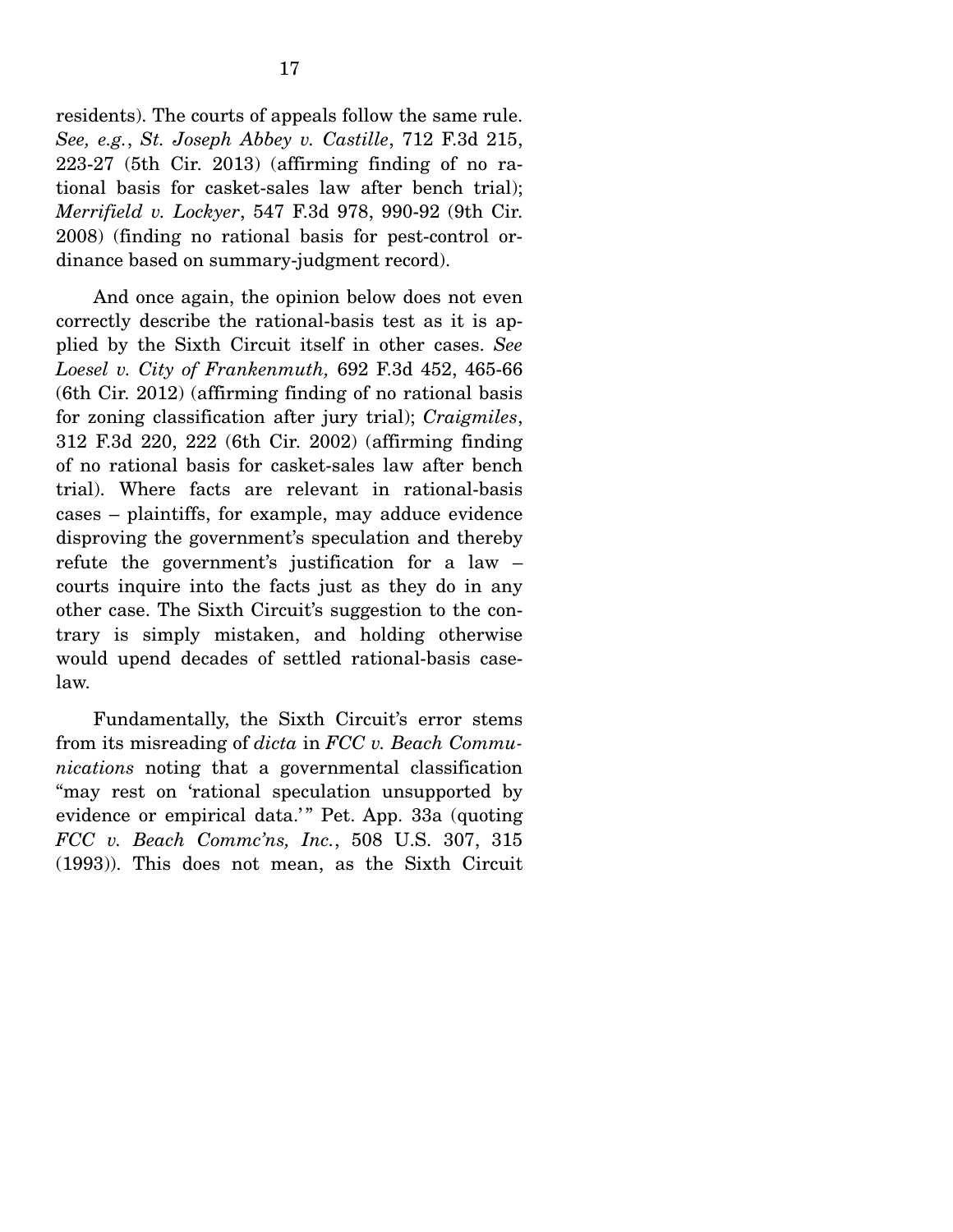residents). The courts of appeals follow the same rule. *See, e.g.*, *St. Joseph Abbey v. Castille*, 712 F.3d 215, 223-27 (5th Cir. 2013) (affirming finding of no rational basis for casket-sales law after bench trial); *Merrifield v. Lockyer*, 547 F.3d 978, 990-92 (9th Cir. 2008) (finding no rational basis for pest-control ordinance based on summary-judgment record).

And once again, the opinion below does not even correctly describe the rational-basis test as it is applied by the Sixth Circuit itself in other cases. *See Loesel v. City of Frankenmuth,* 692 F.3d 452, 465-66 (6th Cir. 2012) (affirming finding of no rational basis for zoning classification after jury trial); *Craigmiles*, 312 F.3d 220, 222 (6th Cir. 2002) (affirming finding of no rational basis for casket-sales law after bench trial). Where facts are relevant in rational-basis cases – plaintiffs, for example, may adduce evidence disproving the government's speculation and thereby refute the government's justification for a law – courts inquire into the facts just as they do in any other case. The Sixth Circuit's suggestion to the contrary is simply mistaken, and holding otherwise would upend decades of settled rational-basis caselaw.

Fundamentally, the Sixth Circuit's error stems from its misreading of *dicta* in *FCC v. Beach Communications* noting that a governmental classification "may rest on 'rational speculation unsupported by evidence or empirical data.'" Pet. App. 33a (quoting *FCC v. Beach Commc'ns, Inc.*, 508 U.S. 307, 315 (1993)). This does not mean, as the Sixth Circuit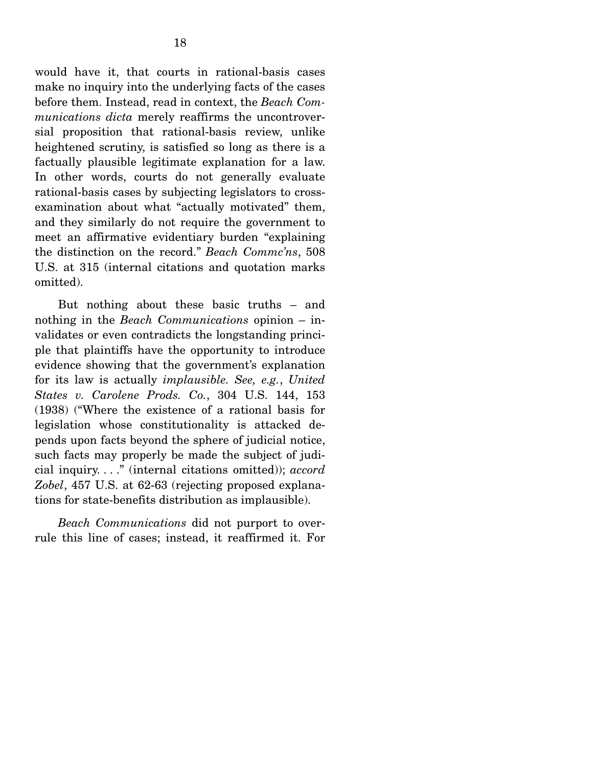would have it, that courts in rational-basis cases make no inquiry into the underlying facts of the cases before them. Instead, read in context, the *Beach Communications dicta* merely reaffirms the uncontroversial proposition that rational-basis review, unlike heightened scrutiny, is satisfied so long as there is a factually plausible legitimate explanation for a law. In other words, courts do not generally evaluate rational-basis cases by subjecting legislators to cross-examination about what "actually motivated" them, and they similarly do not require the government to meet an affirmative evidentiary burden "explaining the distinction on the record." *Beach Commc'ns*, 508 U.S. at 315 (internal citations and quotation marks omitted).

But nothing about these basic truths – and nothing in the *Beach Communications* opinion – invalidates or even contradicts the longstanding principle that plaintiffs have the opportunity to introduce evidence showing that the government's explanation for its law is actually *implausible. See, e.g.*, *United States v. Carolene Prods. Co.*, 304 U.S. 144, 153 (1938) ("Where the existence of a rational basis for legislation whose constitutionality is attacked depends upon facts beyond the sphere of judicial notice, such facts may properly be made the subject of judicial inquiry. . . ." (internal citations omitted)); *accord Zobel*, 457 U.S. at 62-63 (rejecting proposed explanations for state-benefits distribution as implausible).

*Beach Communications* did not purport to overrule this line of cases; instead, it reaffirmed it. For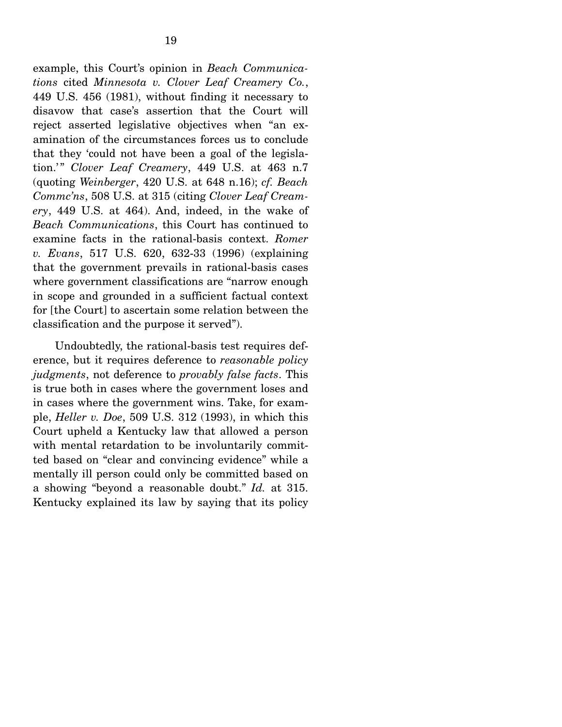example, this Court's opinion in *Beach Communications* cited *Minnesota v. Clover Leaf Creamery Co.*, 449 U.S. 456 (1981), without finding it necessary to disavow that case's assertion that the Court will reject asserted legislative objectives when "an examination of the circumstances forces us to conclude that they 'could not have been a goal of the legislation.'" *Clover Leaf Creamery*, 449 U.S. at 463 n.7 (quoting *Weinberger*, 420 U.S. at 648 n.16); *cf. Beach Commc'ns*, 508 U.S. at 315 (citing *Clover Leaf Creamery*, 449 U.S. at 464). And, indeed, in the wake of *Beach Communications*, this Court has continued to examine facts in the rational-basis context. *Romer v. Evans*, 517 U.S. 620, 632-33 (1996) (explaining that the government prevails in rational-basis cases where government classifications are "narrow enough in scope and grounded in a sufficient factual context for [the Court] to ascertain some relation between the classification and the purpose it served").

Undoubtedly, the rational-basis test requires deference, but it requires deference to *reasonable policy judgments*, not deference to *provably false facts*. This is true both in cases where the government loses and in cases where the government wins. Take, for example, *Heller v. Doe*, 509 U.S. 312 (1993), in which this Court upheld a Kentucky law that allowed a person with mental retardation to be involuntarily committed based on "clear and convincing evidence" while a mentally ill person could only be committed based on a showing "beyond a reasonable doubt." *Id.* at 315. Kentucky explained its law by saying that its policy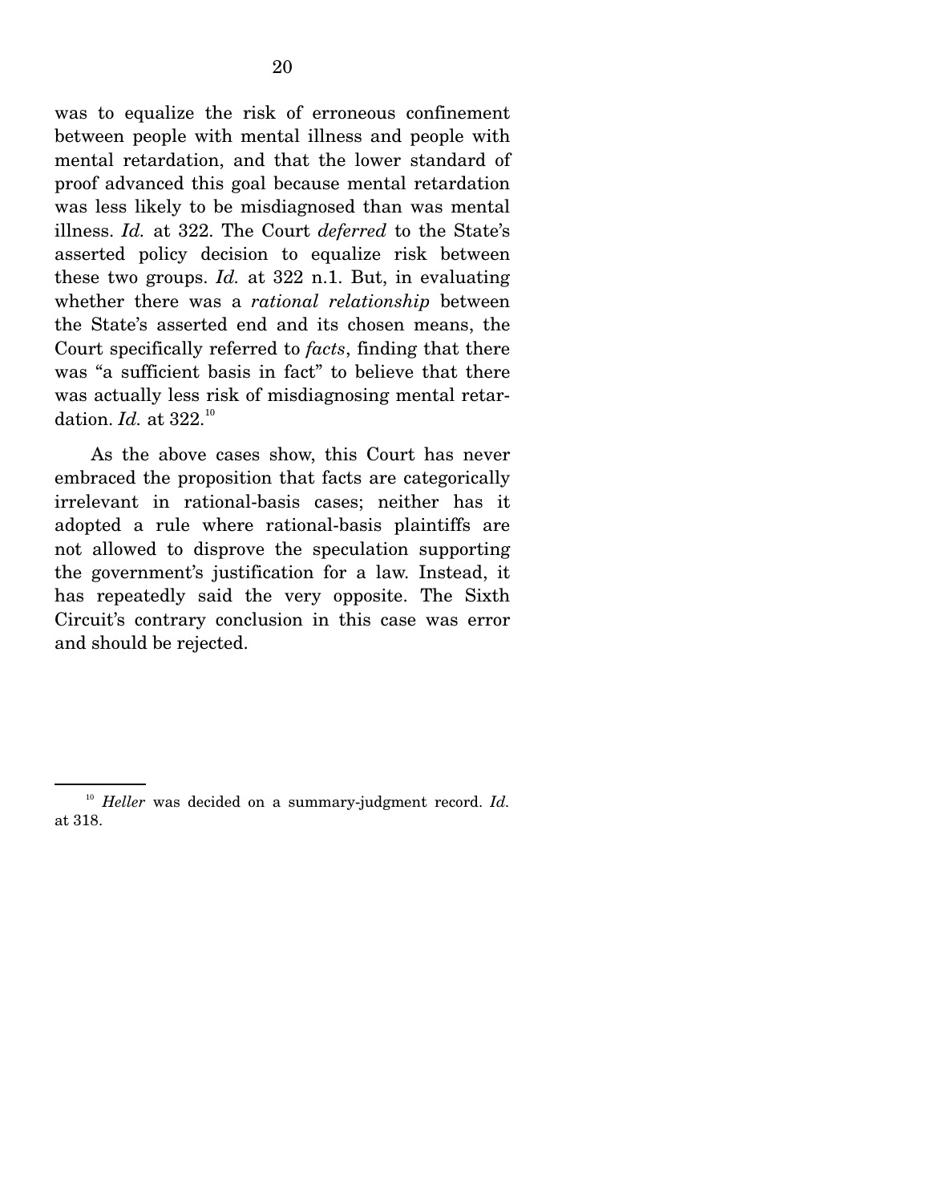was to equalize the risk of erroneous confinement between people with mental illness and people with mental retardation, and that the lower standard of proof advanced this goal because mental retardation was less likely to be misdiagnosed than was mental illness. *Id.* at 322. The Court *deferred* to the State's asserted policy decision to equalize risk between these two groups. *Id.* at 322 n.1. But, in evaluating whether there was a *rational relationship* between the State's asserted end and its chosen means, the Court specifically referred to *facts*, finding that there was "a sufficient basis in fact" to believe that there was actually less risk of misdiagnosing mental retardation. *Id.* at 322.[10]

As the above cases show, this Court has never embraced the proposition that facts are categorically irrelevant in rational-basis cases; neither has it adopted a rule where rational-basis plaintiffs are not allowed to disprove the speculation supporting the government's justification for a law. Instead, it has repeatedly said the very opposite. The Sixth Circuit's contrary conclusion in this case was error and should be rejected.

---

[10] *Heller* was decided on a summary-judgment record. *Id.* at 318.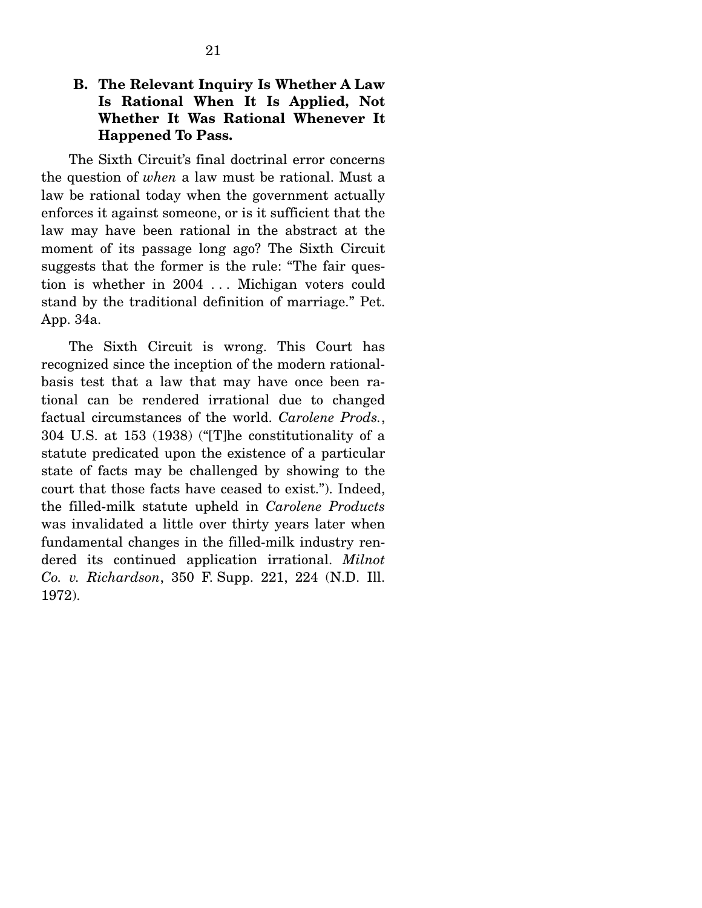### B. The Relevant Inquiry Is Whether A Law Is Rational When It Is Applied, Not Whether It Was Rational Whenever It Happened To Pass.

The Sixth Circuit's final doctrinal error concerns the question of *when* a law must be rational. Must a law be rational today when the government actually enforces it against someone, or is it sufficient that the law may have been rational in the abstract at the moment of its passage long ago? The Sixth Circuit suggests that the former is the rule: "The fair question is whether in 2004 . . . Michigan voters could stand by the traditional definition of marriage." Pet. App. 34a.

The Sixth Circuit is wrong. This Court has recognized since the inception of the modern rational-basis test that a law that may have once been rational can be rendered irrational due to changed factual circumstances of the world. *Carolene Prods.*, 304 U.S. at 153 (1938) ("[T]he constitutionality of a statute predicated upon the existence of a particular state of facts may be challenged by showing to the court that those facts have ceased to exist."). Indeed, the filled-milk statute upheld in *Carolene Products* was invalidated a little over thirty years later when fundamental changes in the filled-milk industry rendered its continued application irrational. *Milnot Co. v. Richardson*, 350 F. Supp. 221, 224 (N.D. Ill. 1972).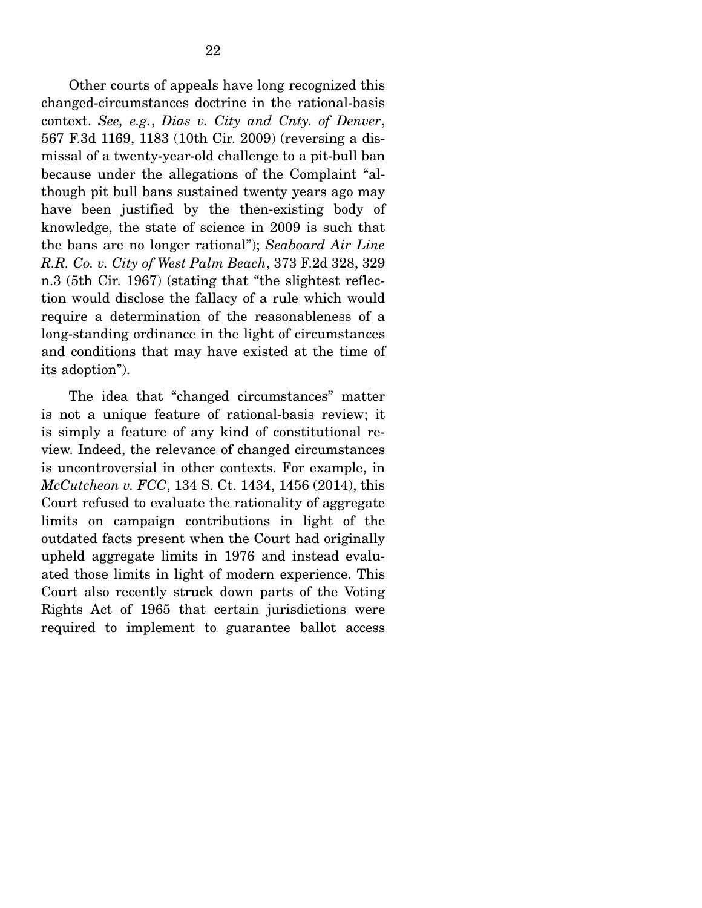Other courts of appeals have long recognized this changed-circumstances doctrine in the rational-basis context. *See, e.g.*, *Dias v. City and Cnty. of Denver*, 567 F.3d 1169, 1183 (10th Cir. 2009) (reversing a dismissal of a twenty-year-old challenge to a pit-bull ban because under the allegations of the Complaint "although pit bull bans sustained twenty years ago may have been justified by the then-existing body of knowledge, the state of science in 2009 is such that the bans are no longer rational"); *Seaboard Air Line R.R. Co. v. City of West Palm Beach*, 373 F.2d 328, 329 n.3 (5th Cir. 1967) (stating that "the slightest reflection would disclose the fallacy of a rule which would require a determination of the reasonableness of a long-standing ordinance in the light of circumstances and conditions that may have existed at the time of its adoption").

The idea that "changed circumstances" matter is not a unique feature of rational-basis review; it is simply a feature of any kind of constitutional review. Indeed, the relevance of changed circumstances is uncontroversial in other contexts. For example, in *McCutcheon v. FCC*, 134 S. Ct. 1434, 1456 (2014), this Court refused to evaluate the rationality of aggregate limits on campaign contributions in light of the outdated facts present when the Court had originally upheld aggregate limits in 1976 and instead evaluated those limits in light of modern experience. This Court also recently struck down parts of the Voting Rights Act of 1965 that certain jurisdictions were required to implement to guarantee ballot access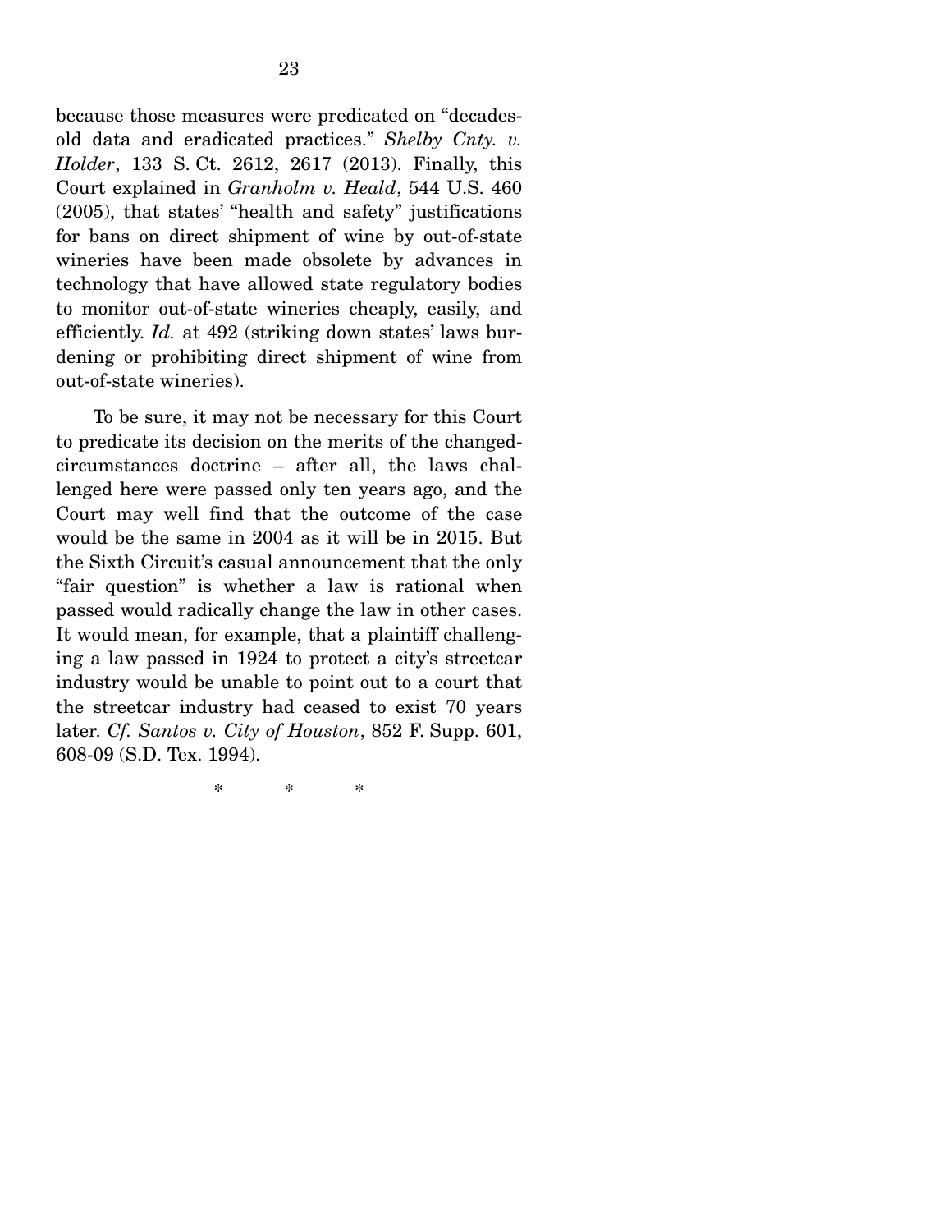because those measures were predicated on "decades-old data and eradicated practices." *Shelby Cnty. v. Holder*, 133 S. Ct. 2612, 2617 (2013). Finally, this Court explained in *Granholm v. Heald*, 544 U.S. 460 (2005), that states' "health and safety" justifications for bans on direct shipment of wine by out-of-state wineries have been made obsolete by advances in technology that have allowed state regulatory bodies to monitor out-of-state wineries cheaply, easily, and efficiently. *Id.* at 492 (striking down states' laws burdening or prohibiting direct shipment of wine from out-of-state wineries).

To be sure, it may not be necessary for this Court to predicate its decision on the merits of the changed-circumstances doctrine – after all, the laws challenged here were passed only ten years ago, and the Court may well find that the outcome of the case would be the same in 2004 as it will be in 2015. But the Sixth Circuit's casual announcement that the only "fair question" is whether a law is rational when passed would radically change the law in other cases. It would mean, for example, that a plaintiff challenging a law passed in 1924 to protect a city's streetcar industry would be unable to point out to a court that the streetcar industry had ceased to exist 70 years later. *Cf. Santos v. City of Houston*, 852 F. Supp. 601, 608-09 (S.D. Tex. 1994).

\* \* \*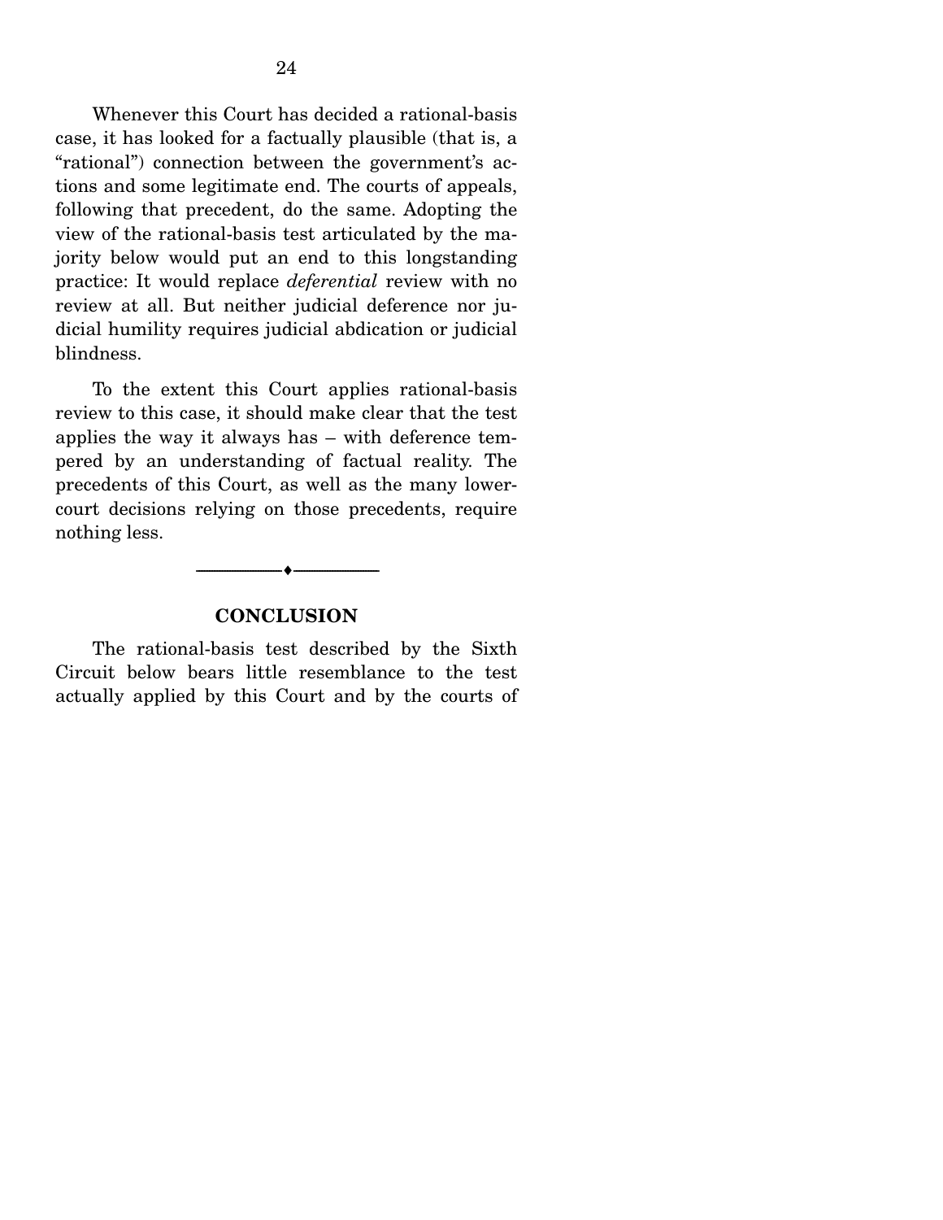Whenever this Court has decided a rational-basis case, it has looked for a factually plausible (that is, a "rational") connection between the government's actions and some legitimate end. The courts of appeals, following that precedent, do the same. Adopting the view of the rational-basis test articulated by the majority below would put an end to this longstanding practice: It would replace *deferential* review with no review at all. But neither judicial deference nor judicial humility requires judicial abdication or judicial blindness.

To the extent this Court applies rational-basis review to this case, it should make clear that the test applies the way it always has – with deference tempered by an understanding of factual reality. The precedents of this Court, as well as the many lower-court decisions relying on those precedents, require nothing less.

---

## CONCLUSION

The rational-basis test described by the Sixth Circuit below bears little resemblance to the test actually applied by this Court and by the courts of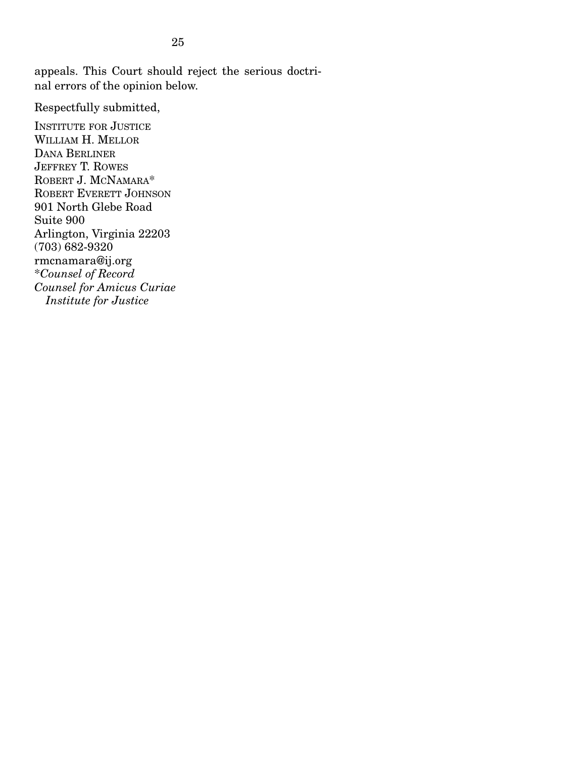appeals. This Court should reject the serious doctrinal errors of the opinion below.

Respectfully submitted,

INSTITUTE FOR JUSTICE
WILLIAM H. MELLOR
DANA BERLINER
JEFFREY T. ROWES
ROBERT J. MCNAMARA*
ROBERT EVERETT JOHNSON
901 North Glebe Road
Suite 900
Arlington, Virginia 22203
(703) 682-9320
rmcnamara@ij.org
**Counsel of Record*
*Counsel for Amicus Curiae*
*Institute for Justice*